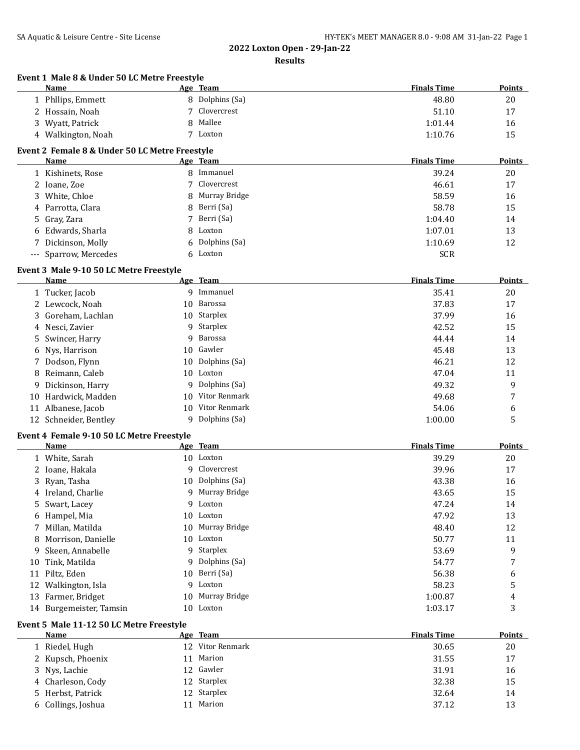# 2022 Loxton Open - 29-Jan-22

## Results

### Event 1 Male 8 & Under 50 LC Metre Freestyle

| | Name | Age | Team | Finals Time | Points |
|---|---|---|---|---|---|
| 1 | Phllips, Emmett | 8 | Dolphins (Sa) | 48.80 | 20 |
| 2 | Hossain, Noah | 7 | Clovercrest | 51.10 | 17 |
| 3 | Wyatt, Patrick | 8 | Mallee | 1:01.44 | 16 |
| 4 | Walkington, Noah | 7 | Loxton | 1:10.76 | 15 |

### Event 2 Female 8 & Under 50 LC Metre Freestyle

| | Name | Age | Team | Finals Time | Points |
|---|---|---|---|---|---|
| 1 | Kishinets, Rose | 8 | Immanuel | 39.24 | 20 |
| 2 | Ioane, Zoe | 7 | Clovercrest | 46.61 | 17 |
| 3 | White, Chloe | 8 | Murray Bridge | 58.59 | 16 |
| 4 | Parrotta, Clara | 8 | Berri (Sa) | 58.78 | 15 |
| 5 | Gray, Zara | 7 | Berri (Sa) | 1:04.40 | 14 |
| 6 | Edwards, Sharla | 8 | Loxton | 1:07.01 | 13 |
| 7 | Dickinson, Molly | 6 | Dolphins (Sa) | 1:10.69 | 12 |
| --- | Sparrow, Mercedes | 6 | Loxton | SCR | |

### Event 3 Male 9-10 50 LC Metre Freestyle

| | Name | Age | Team | Finals Time | Points |
|---|---|---|---|---|---|
| 1 | Tucker, Jacob | 9 | Immanuel | 35.41 | 20 |
| 2 | Lewcock, Noah | 10 | Barossa | 37.83 | 17 |
| 3 | Goreham, Lachlan | 10 | Starplex | 37.99 | 16 |
| 4 | Nesci, Zavier | 9 | Starplex | 42.52 | 15 |
| 5 | Swincer, Harry | 9 | Barossa | 44.44 | 14 |
| 6 | Nys, Harrison | 10 | Gawler | 45.48 | 13 |
| 7 | Dodson, Flynn | 10 | Dolphins (Sa) | 46.21 | 12 |
| 8 | Reimann, Caleb | 10 | Loxton | 47.04 | 11 |
| 9 | Dickinson, Harry | 9 | Dolphins (Sa) | 49.32 | 9 |
| 10 | Hardwick, Madden | 10 | Vitor Renmark | 49.68 | 7 |
| 11 | Albanese, Jacob | 10 | Vitor Renmark | 54.06 | 6 |
| 12 | Schneider, Bentley | 9 | Dolphins (Sa) | 1:00.00 | 5 |

### Event 4 Female 9-10 50 LC Metre Freestyle

| | Name | Age | Team | Finals Time | Points |
|---|---|---|---|---|---|
| 1 | White, Sarah | 10 | Loxton | 39.29 | 20 |
| 2 | Ioane, Hakala | 9 | Clovercrest | 39.96 | 17 |
| 3 | Ryan, Tasha | 10 | Dolphins (Sa) | 43.38 | 16 |
| 4 | Ireland, Charlie | 9 | Murray Bridge | 43.65 | 15 |
| 5 | Swart, Lacey | 9 | Loxton | 47.24 | 14 |
| 6 | Hampel, Mia | 10 | Loxton | 47.92 | 13 |
| 7 | Millan, Matilda | 10 | Murray Bridge | 48.40 | 12 |
| 8 | Morrison, Danielle | 10 | Loxton | 50.77 | 11 |
| 9 | Skeen, Annabelle | 9 | Starplex | 53.69 | 9 |
| 10 | Tink, Matilda | 9 | Dolphins (Sa) | 54.77 | 7 |
| 11 | Piltz, Eden | 10 | Berri (Sa) | 56.38 | 6 |
| 12 | Walkington, Isla | 9 | Loxton | 58.23 | 5 |
| 13 | Farmer, Bridget | 10 | Murray Bridge | 1:00.87 | 4 |
| 14 | Burgemeister, Tamsin | 10 | Loxton | 1:03.17 | 3 |

### Event 5 Male 11-12 50 LC Metre Freestyle

| | Name | Age | Team | Finals Time | Points |
|---|---|---|---|---|---|
| 1 | Riedel, Hugh | 12 | Vitor Renmark | 30.65 | 20 |
| 2 | Kupsch, Phoenix | 11 | Marion | 31.55 | 17 |
| 3 | Nys, Lachie | 12 | Gawler | 31.91 | 16 |
| 4 | Charleson, Cody | 12 | Starplex | 32.38 | 15 |
| 5 | Herbst, Patrick | 12 | Starplex | 32.64 | 14 |
| 6 | Collings, Joshua | 11 | Marion | 37.12 | 13 |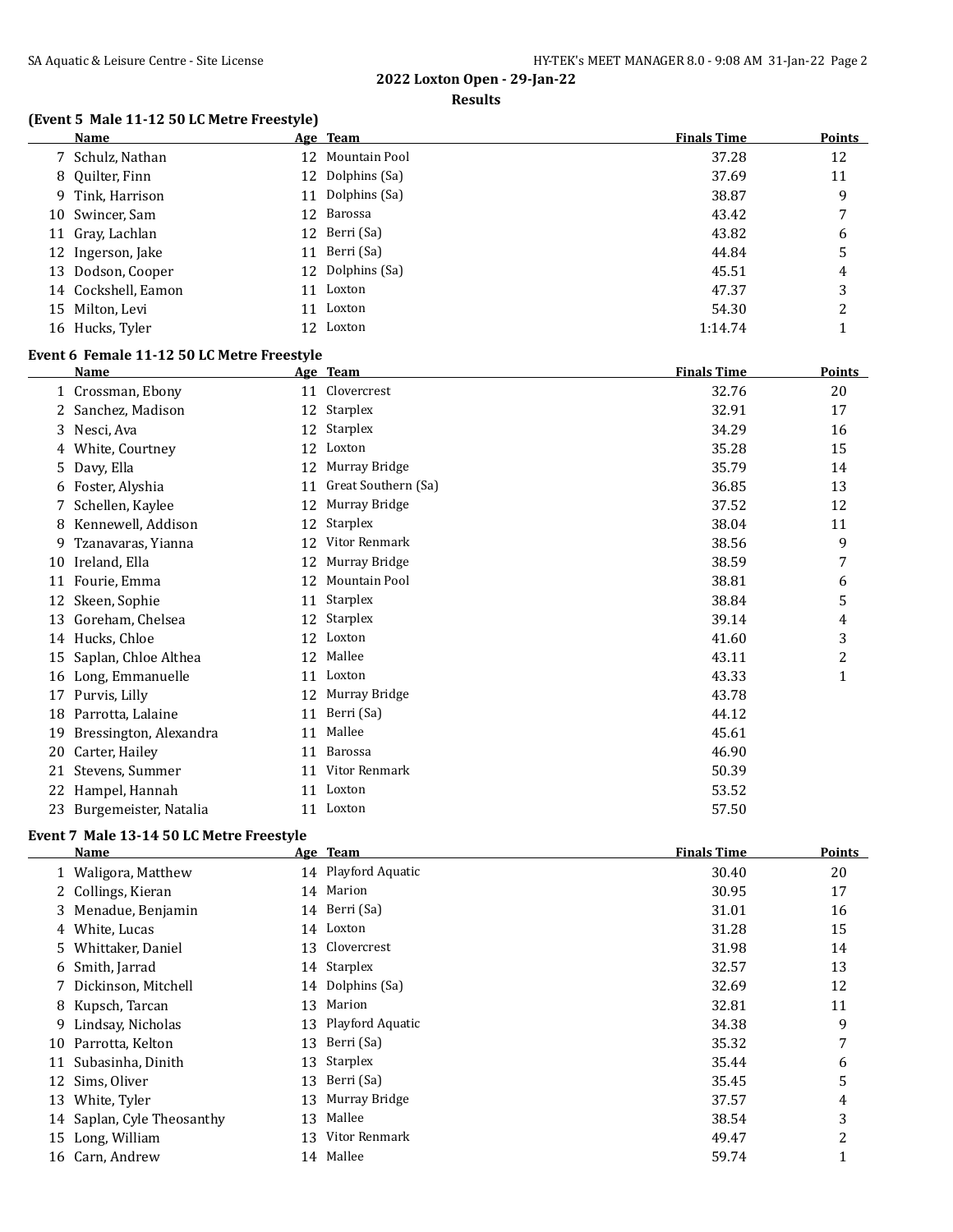## 2022 Loxton Open - 29-Jan-22

### Results

#### (Event 5 Male 11-12 50 LC Metre Freestyle)

| | Name | Age | Team | Finals Time | Points |
|---|---|---|---|---|---|
| 7 | Schulz, Nathan | 12 | Mountain Pool | 37.28 | 12 |
| 8 | Quilter, Finn | 12 | Dolphins (Sa) | 37.69 | 11 |
| 9 | Tink, Harrison | 11 | Dolphins (Sa) | 38.87 | 9 |
| 10 | Swincer, Sam | 12 | Barossa | 43.42 | 7 |
| 11 | Gray, Lachlan | 12 | Berri (Sa) | 43.82 | 6 |
| 12 | Ingerson, Jake | 11 | Berri (Sa) | 44.84 | 5 |
| 13 | Dodson, Cooper | 12 | Dolphins (Sa) | 45.51 | 4 |
| 14 | Cockshell, Eamon | 11 | Loxton | 47.37 | 3 |
| 15 | Milton, Levi | 11 | Loxton | 54.30 | 2 |
| 16 | Hucks, Tyler | 12 | Loxton | 1:14.74 | 1 |

#### Event 6 Female 11-12 50 LC Metre Freestyle

| | Name | Age | Team | Finals Time | Points |
|---|---|---|---|---|---|
| 1 | Crossman, Ebony | 11 | Clovercrest | 32.76 | 20 |
| 2 | Sanchez, Madison | 12 | Starplex | 32.91 | 17 |
| 3 | Nesci, Ava | 12 | Starplex | 34.29 | 16 |
| 4 | White, Courtney | 12 | Loxton | 35.28 | 15 |
| 5 | Davy, Ella | 12 | Murray Bridge | 35.79 | 14 |
| 6 | Foster, Alyshia | 11 | Great Southern (Sa) | 36.85 | 13 |
| 7 | Schellen, Kaylee | 12 | Murray Bridge | 37.52 | 12 |
| 8 | Kennewell, Addison | 12 | Starplex | 38.04 | 11 |
| 9 | Tzanavaras, Yianna | 12 | Vitor Renmark | 38.56 | 9 |
| 10 | Ireland, Ella | 12 | Murray Bridge | 38.59 | 7 |
| 11 | Fourie, Emma | 12 | Mountain Pool | 38.81 | 6 |
| 12 | Skeen, Sophie | 11 | Starplex | 38.84 | 5 |
| 13 | Goreham, Chelsea | 12 | Starplex | 39.14 | 4 |
| 14 | Hucks, Chloe | 12 | Loxton | 41.60 | 3 |
| 15 | Saplan, Chloe Althea | 12 | Mallee | 43.11 | 2 |
| 16 | Long, Emmanuelle | 11 | Loxton | 43.33 | 1 |
| 17 | Purvis, Lilly | 12 | Murray Bridge | 43.78 | |
| 18 | Parrotta, Lalaine | 11 | Berri (Sa) | 44.12 | |
| 19 | Bressington, Alexandra | 11 | Mallee | 45.61 | |
| 20 | Carter, Hailey | 11 | Barossa | 46.90 | |
| 21 | Stevens, Summer | 11 | Vitor Renmark | 50.39 | |
| 22 | Hampel, Hannah | 11 | Loxton | 53.52 | |
| 23 | Burgemeister, Natalia | 11 | Loxton | 57.50 | |

#### Event 7 Male 13-14 50 LC Metre Freestyle

| | Name | Age | Team | Finals Time | Points |
|---|---|---|---|---|---|
| 1 | Waligora, Matthew | 14 | Playford Aquatic | 30.40 | 20 |
| 2 | Collings, Kieran | 14 | Marion | 30.95 | 17 |
| 3 | Menadue, Benjamin | 14 | Berri (Sa) | 31.01 | 16 |
| 4 | White, Lucas | 14 | Loxton | 31.28 | 15 |
| 5 | Whittaker, Daniel | 13 | Clovercrest | 31.98 | 14 |
| 6 | Smith, Jarrad | 14 | Starplex | 32.57 | 13 |
| 7 | Dickinson, Mitchell | 14 | Dolphins (Sa) | 32.69 | 12 |
| 8 | Kupsch, Tarcan | 13 | Marion | 32.81 | 11 |
| 9 | Lindsay, Nicholas | 13 | Playford Aquatic | 34.38 | 9 |
| 10 | Parrotta, Kelton | 13 | Berri (Sa) | 35.32 | 7 |
| 11 | Subasinha, Dinith | 13 | Starplex | 35.44 | 6 |
| 12 | Sims, Oliver | 13 | Berri (Sa) | 35.45 | 5 |
| 13 | White, Tyler | 13 | Murray Bridge | 37.57 | 4 |
| 14 | Saplan, Cyle Theosanthy | 13 | Mallee | 38.54 | 3 |
| 15 | Long, William | 13 | Vitor Renmark | 49.47 | 2 |
| 16 | Carn, Andrew | 14 | Mallee | 59.74 | 1 |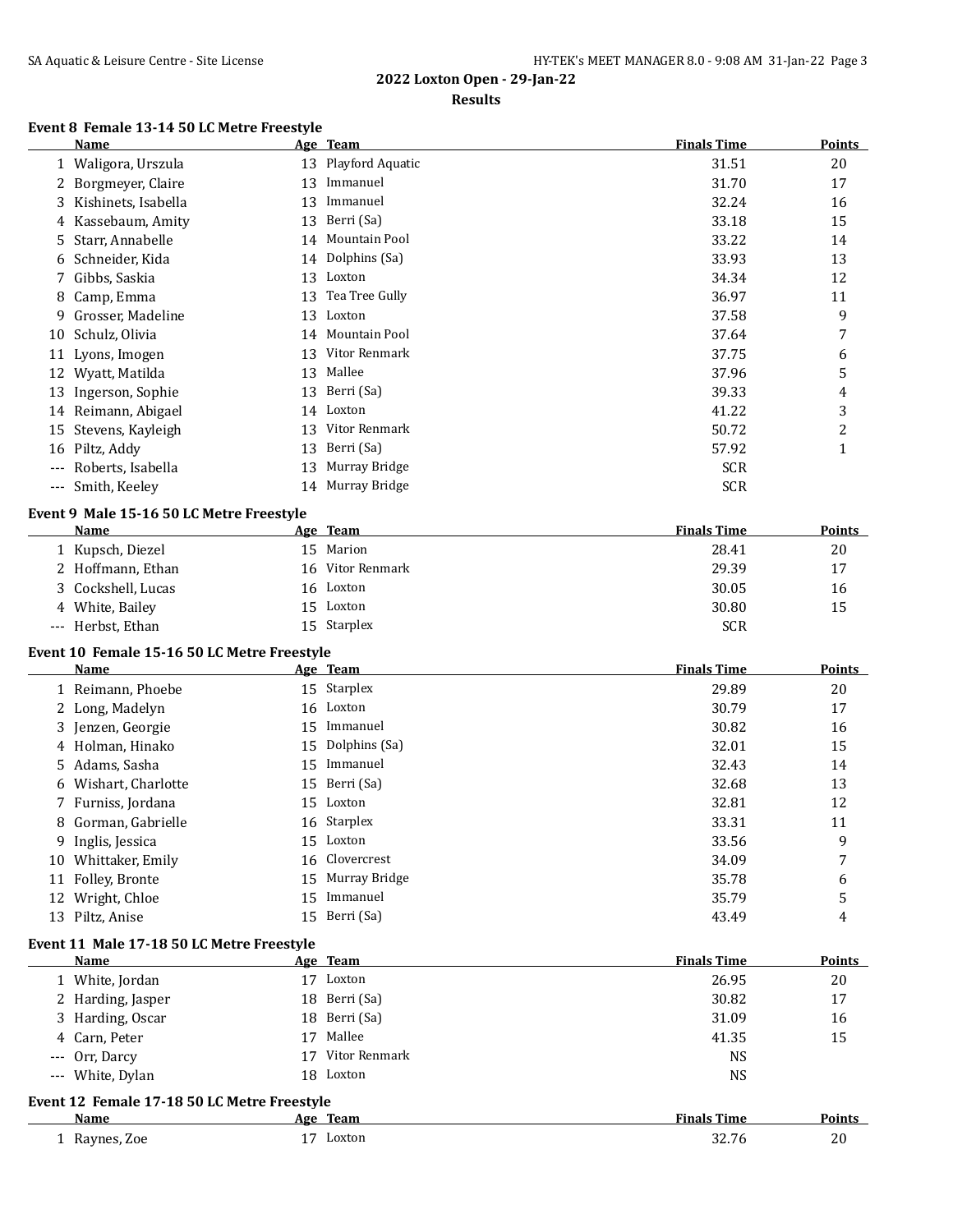**2022 Loxton Open - 29-Jan-22**

**Results**

### Event 8 Female 13-14 50 LC Metre Freestyle

| | Name | Age | Team | Finals Time | Points |
|---|---|---|---|---|---|
| 1 | Waligora, Urszula | 13 | Playford Aquatic | 31.51 | 20 |
| 2 | Borgmeyer, Claire | 13 | Immanuel | 31.70 | 17 |
| 3 | Kishinets, Isabella | 13 | Immanuel | 32.24 | 16 |
| 4 | Kassebaum, Amity | 13 | Berri (Sa) | 33.18 | 15 |
| 5 | Starr, Annabelle | 14 | Mountain Pool | 33.22 | 14 |
| 6 | Schneider, Kida | 14 | Dolphins (Sa) | 33.93 | 13 |
| 7 | Gibbs, Saskia | 13 | Loxton | 34.34 | 12 |
| 8 | Camp, Emma | 13 | Tea Tree Gully | 36.97 | 11 |
| 9 | Grosser, Madeline | 13 | Loxton | 37.58 | 9 |
| 10 | Schulz, Olivia | 14 | Mountain Pool | 37.64 | 7 |
| 11 | Lyons, Imogen | 13 | Vitor Renmark | 37.75 | 6 |
| 12 | Wyatt, Matilda | 13 | Mallee | 37.96 | 5 |
| 13 | Ingerson, Sophie | 13 | Berri (Sa) | 39.33 | 4 |
| 14 | Reimann, Abigael | 14 | Loxton | 41.22 | 3 |
| 15 | Stevens, Kayleigh | 13 | Vitor Renmark | 50.72 | 2 |
| 16 | Piltz, Addy | 13 | Berri (Sa) | 57.92 | 1 |
| --- | Roberts, Isabella | 13 | Murray Bridge | SCR | |
| --- | Smith, Keeley | 14 | Murray Bridge | SCR | |

### Event 9 Male 15-16 50 LC Metre Freestyle

| | Name | Age | Team | Finals Time | Points |
|---|---|---|---|---|---|
| 1 | Kupsch, Diezel | 15 | Marion | 28.41 | 20 |
| 2 | Hoffmann, Ethan | 16 | Vitor Renmark | 29.39 | 17 |
| 3 | Cockshell, Lucas | 16 | Loxton | 30.05 | 16 |
| 4 | White, Bailey | 15 | Loxton | 30.80 | 15 |
| --- | Herbst, Ethan | 15 | Starplex | SCR | |

### Event 10 Female 15-16 50 LC Metre Freestyle

| | Name | Age | Team | Finals Time | Points |
|---|---|---|---|---|---|
| 1 | Reimann, Phoebe | 15 | Starplex | 29.89 | 20 |
| 2 | Long, Madelyn | 16 | Loxton | 30.79 | 17 |
| 3 | Jenzen, Georgie | 15 | Immanuel | 30.82 | 16 |
| 4 | Holman, Hinako | 15 | Dolphins (Sa) | 32.01 | 15 |
| 5 | Adams, Sasha | 15 | Immanuel | 32.43 | 14 |
| 6 | Wishart, Charlotte | 15 | Berri (Sa) | 32.68 | 13 |
| 7 | Furniss, Jordana | 15 | Loxton | 32.81 | 12 |
| 8 | Gorman, Gabrielle | 16 | Starplex | 33.31 | 11 |
| 9 | Inglis, Jessica | 15 | Loxton | 33.56 | 9 |
| 10 | Whittaker, Emily | 16 | Clovercrest | 34.09 | 7 |
| 11 | Folley, Bronte | 15 | Murray Bridge | 35.78 | 6 |
| 12 | Wright, Chloe | 15 | Immanuel | 35.79 | 5 |
| 13 | Piltz, Anise | 15 | Berri (Sa) | 43.49 | 4 |

### Event 11 Male 17-18 50 LC Metre Freestyle

| | Name | Age | Team | Finals Time | Points |
|---|---|---|---|---|---|
| 1 | White, Jordan | 17 | Loxton | 26.95 | 20 |
| 2 | Harding, Jasper | 18 | Berri (Sa) | 30.82 | 17 |
| 3 | Harding, Oscar | 18 | Berri (Sa) | 31.09 | 16 |
| 4 | Carn, Peter | 17 | Mallee | 41.35 | 15 |
| --- | Orr, Darcy | 17 | Vitor Renmark | NS | |
| --- | White, Dylan | 18 | Loxton | NS | |

### Event 12 Female 17-18 50 LC Metre Freestyle

| | Name | Age | Team | Finals Time | Points |
|---|---|---|---|---|---|
| 1 | Raynes, Zoe | 17 | Loxton | 32.76 | 20 |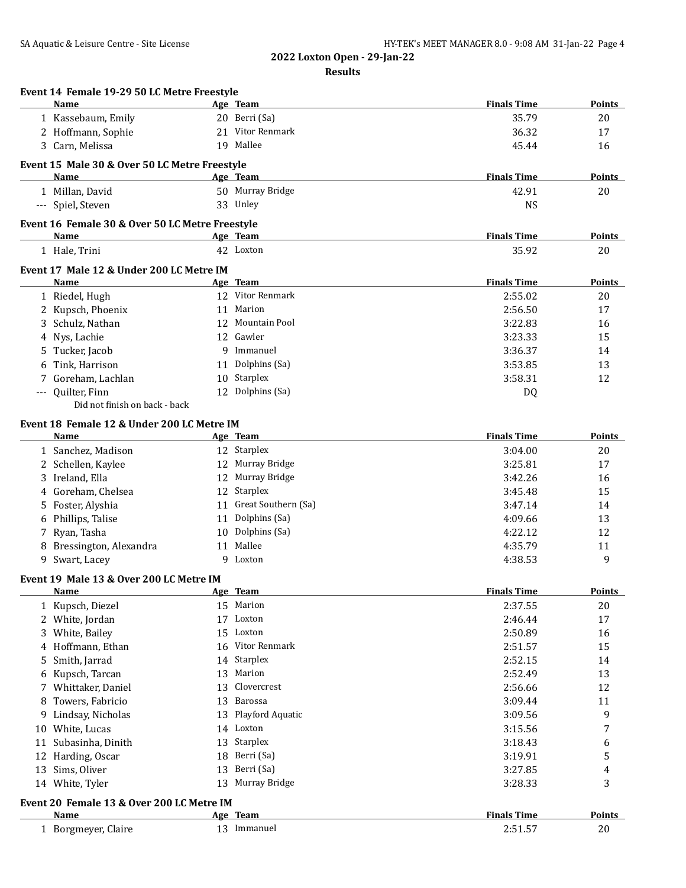## 2022 Loxton Open - 29-Jan-22

### Results

**Event 14 Female 19-29 50 LC Metre Freestyle**

| | Name | Age | Team | Finals Time | Points |
|---|---|---|---|---|---|
| 1 | Kassebaum, Emily | 20 | Berri (Sa) | 35.79 | 20 |
| 2 | Hoffmann, Sophie | 21 | Vitor Renmark | 36.32 | 17 |
| 3 | Carn, Melissa | 19 | Mallee | 45.44 | 16 |

**Event 15 Male 30 & Over 50 LC Metre Freestyle**

| | Name | Age | Team | Finals Time | Points |
|---|---|---|---|---|---|
| 1 | Millan, David | 50 | Murray Bridge | 42.91 | 20 |
| --- | Spiel, Steven | 33 | Unley | NS | |

**Event 16 Female 30 & Over 50 LC Metre Freestyle**

| | Name | Age | Team | Finals Time | Points |
|---|---|---|---|---|---|
| 1 | Hale, Trini | 42 | Loxton | 35.92 | 20 |

**Event 17 Male 12 & Under 200 LC Metre IM**

| | Name | Age | Team | Finals Time | Points |
|---|---|---|---|---|---|
| 1 | Riedel, Hugh | 12 | Vitor Renmark | 2:55.02 | 20 |
| 2 | Kupsch, Phoenix | 11 | Marion | 2:56.50 | 17 |
| 3 | Schulz, Nathan | 12 | Mountain Pool | 3:22.83 | 16 |
| 4 | Nys, Lachie | 12 | Gawler | 3:23.33 | 15 |
| 5 | Tucker, Jacob | 9 | Immanuel | 3:36.37 | 14 |
| 6 | Tink, Harrison | 11 | Dolphins (Sa) | 3:53.85 | 13 |
| 7 | Goreham, Lachlan | 10 | Starplex | 3:58.31 | 12 |
| --- | Quilter, Finn | 12 | Dolphins (Sa) | DQ | |
| | Did not finish on back - back | | | | |

**Event 18 Female 12 & Under 200 LC Metre IM**

| | Name | Age | Team | Finals Time | Points |
|---|---|---|---|---|---|
| 1 | Sanchez, Madison | 12 | Starplex | 3:04.00 | 20 |
| 2 | Schellen, Kaylee | 12 | Murray Bridge | 3:25.81 | 17 |
| 3 | Ireland, Ella | 12 | Murray Bridge | 3:42.26 | 16 |
| 4 | Goreham, Chelsea | 12 | Starplex | 3:45.48 | 15 |
| 5 | Foster, Alyshia | 11 | Great Southern (Sa) | 3:47.14 | 14 |
| 6 | Phillips, Talise | 11 | Dolphins (Sa) | 4:09.66 | 13 |
| 7 | Ryan, Tasha | 10 | Dolphins (Sa) | 4:22.12 | 12 |
| 8 | Bressington, Alexandra | 11 | Mallee | 4:35.79 | 11 |
| 9 | Swart, Lacey | 9 | Loxton | 4:38.53 | 9 |

**Event 19 Male 13 & Over 200 LC Metre IM**

| | Name | Age | Team | Finals Time | Points |
|---|---|---|---|---|---|
| 1 | Kupsch, Diezel | 15 | Marion | 2:37.55 | 20 |
| 2 | White, Jordan | 17 | Loxton | 2:46.44 | 17 |
| 3 | White, Bailey | 15 | Loxton | 2:50.89 | 16 |
| 4 | Hoffmann, Ethan | 16 | Vitor Renmark | 2:51.57 | 15 |
| 5 | Smith, Jarrad | 14 | Starplex | 2:52.15 | 14 |
| 6 | Kupsch, Tarcan | 13 | Marion | 2:52.49 | 13 |
| 7 | Whittaker, Daniel | 13 | Clovercrest | 2:56.66 | 12 |
| 8 | Towers, Fabricio | 13 | Barossa | 3:09.44 | 11 |
| 9 | Lindsay, Nicholas | 13 | Playford Aquatic | 3:09.56 | 9 |
| 10 | White, Lucas | 14 | Loxton | 3:15.56 | 7 |
| 11 | Subasinha, Dinith | 13 | Starplex | 3:18.43 | 6 |
| 12 | Harding, Oscar | 18 | Berri (Sa) | 3:19.91 | 5 |
| 13 | Sims, Oliver | 13 | Berri (Sa) | 3:27.85 | 4 |
| 14 | White, Tyler | 13 | Murray Bridge | 3:28.33 | 3 |

**Event 20 Female 13 & Over 200 LC Metre IM**

| | Name | Age | Team | Finals Time | Points |
|---|---|---|---|---|---|
| 1 | Borgmeyer, Claire | 13 | Immanuel | 2:51.57 | 20 |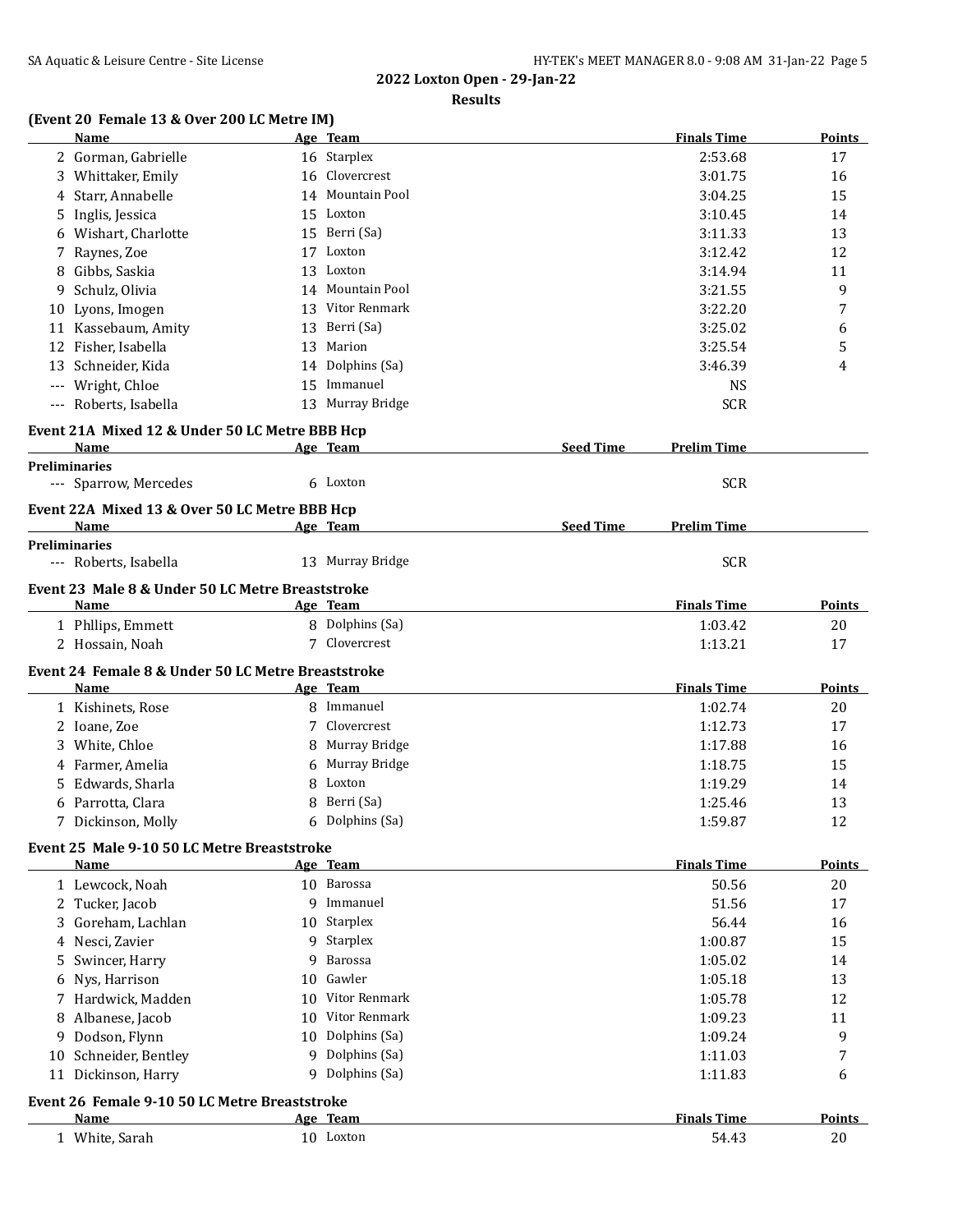## 2022 Loxton Open - 29-Jan-22

### Results

**(Event 20 Female 13 & Over 200 LC Metre IM)**

| | Name | Age | Team | Finals Time | Points |
|---|---|---|---|---|---|
| 2 | Gorman, Gabrielle | 16 | Starplex | 2:53.68 | 17 |
| 3 | Whittaker, Emily | 16 | Clovercrest | 3:01.75 | 16 |
| 4 | Starr, Annabelle | 14 | Mountain Pool | 3:04.25 | 15 |
| 5 | Inglis, Jessica | 15 | Loxton | 3:10.45 | 14 |
| 6 | Wishart, Charlotte | 15 | Berri (Sa) | 3:11.33 | 13 |
| 7 | Raynes, Zoe | 17 | Loxton | 3:12.42 | 12 |
| 8 | Gibbs, Saskia | 13 | Loxton | 3:14.94 | 11 |
| 9 | Schulz, Olivia | 14 | Mountain Pool | 3:21.55 | 9 |
| 10 | Lyons, Imogen | 13 | Vitor Renmark | 3:22.20 | 7 |
| 11 | Kassebaum, Amity | 13 | Berri (Sa) | 3:25.02 | 6 |
| 12 | Fisher, Isabella | 13 | Marion | 3:25.54 | 5 |
| 13 | Schneider, Kida | 14 | Dolphins (Sa) | 3:46.39 | 4 |
| --- | Wright, Chloe | 15 | Immanuel | NS | |
| --- | Roberts, Isabella | 13 | Murray Bridge | SCR | |

**Event 21A Mixed 12 & Under 50 LC Metre BBB Hcp**

| | Name | Age | Team | Seed Time | Prelim Time |
|---|---|---|---|---|---|
| **Preliminaries** | | | | | |
| --- | Sparrow, Mercedes | 6 | Loxton | | SCR |

**Event 22A Mixed 13 & Over 50 LC Metre BBB Hcp**

| | Name | Age | Team | Seed Time | Prelim Time |
|---|---|---|---|---|---|
| **Preliminaries** | | | | | |
| --- | Roberts, Isabella | 13 | Murray Bridge | | SCR |

**Event 23 Male 8 & Under 50 LC Metre Breaststroke**

| | Name | Age | Team | Finals Time | Points |
|---|---|---|---|---|---|
| 1 | Phllips, Emmett | 8 | Dolphins (Sa) | 1:03.42 | 20 |
| 2 | Hossain, Noah | 7 | Clovercrest | 1:13.21 | 17 |

**Event 24 Female 8 & Under 50 LC Metre Breaststroke**

| | Name | Age | Team | Finals Time | Points |
|---|---|---|---|---|---|
| 1 | Kishinets, Rose | 8 | Immanuel | 1:02.74 | 20 |
| 2 | Ioane, Zoe | 7 | Clovercrest | 1:12.73 | 17 |
| 3 | White, Chloe | 8 | Murray Bridge | 1:17.88 | 16 |
| 4 | Farmer, Amelia | 6 | Murray Bridge | 1:18.75 | 15 |
| 5 | Edwards, Sharla | 8 | Loxton | 1:19.29 | 14 |
| 6 | Parrotta, Clara | 8 | Berri (Sa) | 1:25.46 | 13 |
| 7 | Dickinson, Molly | 6 | Dolphins (Sa) | 1:59.87 | 12 |

**Event 25 Male 9-10 50 LC Metre Breaststroke**

| | Name | Age | Team | Finals Time | Points |
|---|---|---|---|---|---|
| 1 | Lewcock, Noah | 10 | Barossa | 50.56 | 20 |
| 2 | Tucker, Jacob | 9 | Immanuel | 51.56 | 17 |
| 3 | Goreham, Lachlan | 10 | Starplex | 56.44 | 16 |
| 4 | Nesci, Zavier | 9 | Starplex | 1:00.87 | 15 |
| 5 | Swincer, Harry | 9 | Barossa | 1:05.02 | 14 |
| 6 | Nys, Harrison | 10 | Gawler | 1:05.18 | 13 |
| 7 | Hardwick, Madden | 10 | Vitor Renmark | 1:05.78 | 12 |
| 8 | Albanese, Jacob | 10 | Vitor Renmark | 1:09.23 | 11 |
| 9 | Dodson, Flynn | 10 | Dolphins (Sa) | 1:09.24 | 9 |
| 10 | Schneider, Bentley | 9 | Dolphins (Sa) | 1:11.03 | 7 |
| 11 | Dickinson, Harry | 9 | Dolphins (Sa) | 1:11.83 | 6 |

**Event 26 Female 9-10 50 LC Metre Breaststroke**

| | Name | Age | Team | Finals Time | Points |
|---|---|---|---|---|---|
| 1 | White, Sarah | 10 | Loxton | 54.43 | 20 |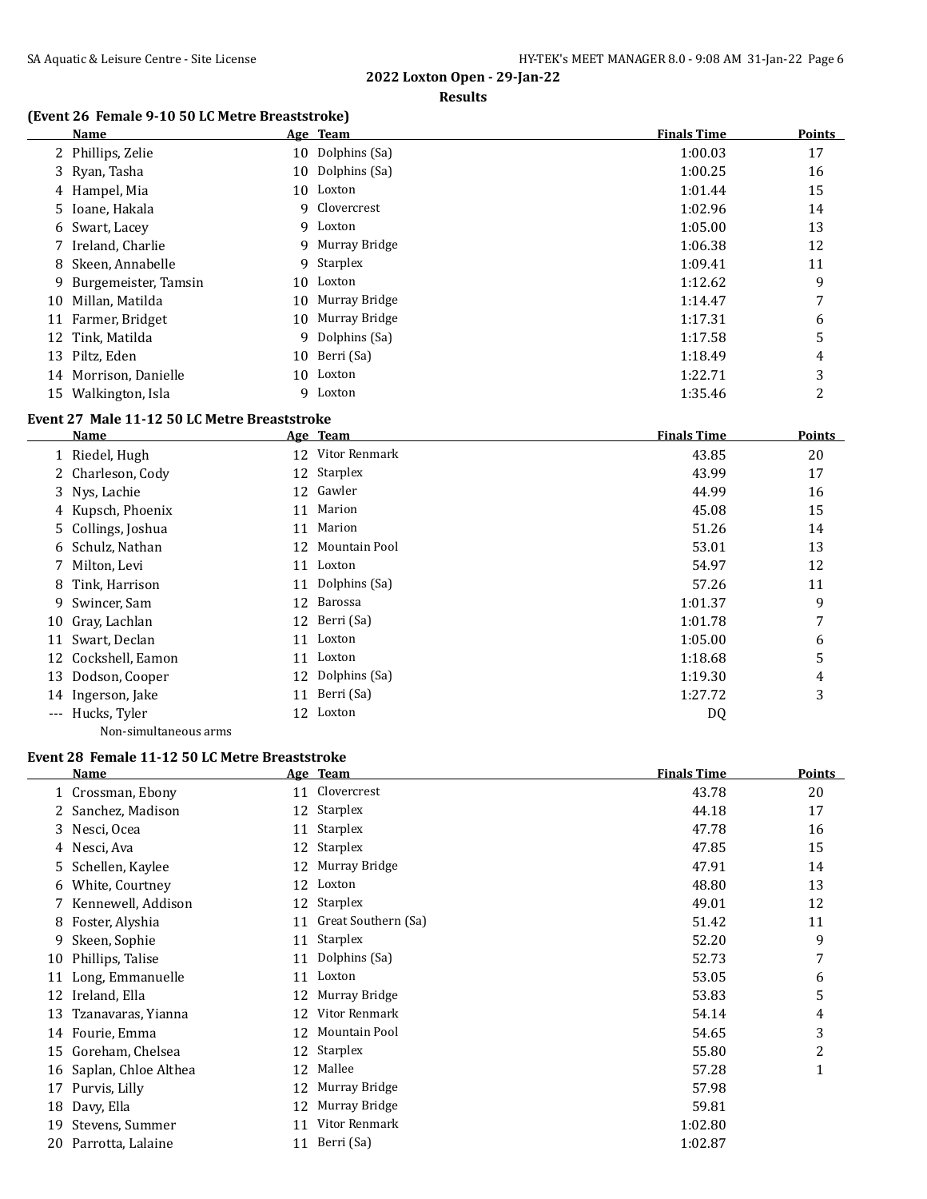## 2022 Loxton Open - 29-Jan-22

### Results

### (Event 26 Female 9-10 50 LC Metre Breaststroke)

| | Name | Age | Team | Finals Time | Points |
|---|---|---|---|---|---|
| 2 | Phillips, Zelie | 10 | Dolphins (Sa) | 1:00.03 | 17 |
| 3 | Ryan, Tasha | 10 | Dolphins (Sa) | 1:00.25 | 16 |
| 4 | Hampel, Mia | 10 | Loxton | 1:01.44 | 15 |
| 5 | Ioane, Hakala | 9 | Clovercrest | 1:02.96 | 14 |
| 6 | Swart, Lacey | 9 | Loxton | 1:05.00 | 13 |
| 7 | Ireland, Charlie | 9 | Murray Bridge | 1:06.38 | 12 |
| 8 | Skeen, Annabelle | 9 | Starplex | 1:09.41 | 11 |
| 9 | Burgemeister, Tamsin | 10 | Loxton | 1:12.62 | 9 |
| 10 | Millan, Matilda | 10 | Murray Bridge | 1:14.47 | 7 |
| 11 | Farmer, Bridget | 10 | Murray Bridge | 1:17.31 | 6 |
| 12 | Tink, Matilda | 9 | Dolphins (Sa) | 1:17.58 | 5 |
| 13 | Piltz, Eden | 10 | Berri (Sa) | 1:18.49 | 4 |
| 14 | Morrison, Danielle | 10 | Loxton | 1:22.71 | 3 |
| 15 | Walkington, Isla | 9 | Loxton | 1:35.46 | 2 |

### Event 27 Male 11-12 50 LC Metre Breaststroke

| | Name | Age | Team | Finals Time | Points |
|---|---|---|---|---|---|
| 1 | Riedel, Hugh | 12 | Vitor Renmark | 43.85 | 20 |
| 2 | Charleson, Cody | 12 | Starplex | 43.99 | 17 |
| 3 | Nys, Lachie | 12 | Gawler | 44.99 | 16 |
| 4 | Kupsch, Phoenix | 11 | Marion | 45.08 | 15 |
| 5 | Collings, Joshua | 11 | Marion | 51.26 | 14 |
| 6 | Schulz, Nathan | 12 | Mountain Pool | 53.01 | 13 |
| 7 | Milton, Levi | 11 | Loxton | 54.97 | 12 |
| 8 | Tink, Harrison | 11 | Dolphins (Sa) | 57.26 | 11 |
| 9 | Swincer, Sam | 12 | Barossa | 1:01.37 | 9 |
| 10 | Gray, Lachlan | 12 | Berri (Sa) | 1:01.78 | 7 |
| 11 | Swart, Declan | 11 | Loxton | 1:05.00 | 6 |
| 12 | Cockshell, Eamon | 11 | Loxton | 1:18.68 | 5 |
| 13 | Dodson, Cooper | 12 | Dolphins (Sa) | 1:19.30 | 4 |
| 14 | Ingerson, Jake | 11 | Berri (Sa) | 1:27.72 | 3 |
| --- | Hucks, Tyler | 12 | Loxton | DQ | |
| | Non-simultaneous arms | | | | |

### Event 28 Female 11-12 50 LC Metre Breaststroke

| | Name | Age | Team | Finals Time | Points |
|---|---|---|---|---|---|
| 1 | Crossman, Ebony | 11 | Clovercrest | 43.78 | 20 |
| 2 | Sanchez, Madison | 12 | Starplex | 44.18 | 17 |
| 3 | Nesci, Ocea | 11 | Starplex | 47.78 | 16 |
| 4 | Nesci, Ava | 12 | Starplex | 47.85 | 15 |
| 5 | Schellen, Kaylee | 12 | Murray Bridge | 47.91 | 14 |
| 6 | White, Courtney | 12 | Loxton | 48.80 | 13 |
| 7 | Kennewell, Addison | 12 | Starplex | 49.01 | 12 |
| 8 | Foster, Alyshia | 11 | Great Southern (Sa) | 51.42 | 11 |
| 9 | Skeen, Sophie | 11 | Starplex | 52.20 | 9 |
| 10 | Phillips, Talise | 11 | Dolphins (Sa) | 52.73 | 7 |
| 11 | Long, Emmanuelle | 11 | Loxton | 53.05 | 6 |
| 12 | Ireland, Ella | 12 | Murray Bridge | 53.83 | 5 |
| 13 | Tzanavaras, Yianna | 12 | Vitor Renmark | 54.14 | 4 |
| 14 | Fourie, Emma | 12 | Mountain Pool | 54.65 | 3 |
| 15 | Goreham, Chelsea | 12 | Starplex | 55.80 | 2 |
| 16 | Saplan, Chloe Althea | 12 | Mallee | 57.28 | 1 |
| 17 | Purvis, Lilly | 12 | Murray Bridge | 57.98 | |
| 18 | Davy, Ella | 12 | Murray Bridge | 59.81 | |
| 19 | Stevens, Summer | 11 | Vitor Renmark | 1:02.80 | |
| 20 | Parrotta, Lalaine | 11 | Berri (Sa) | 1:02.87 | |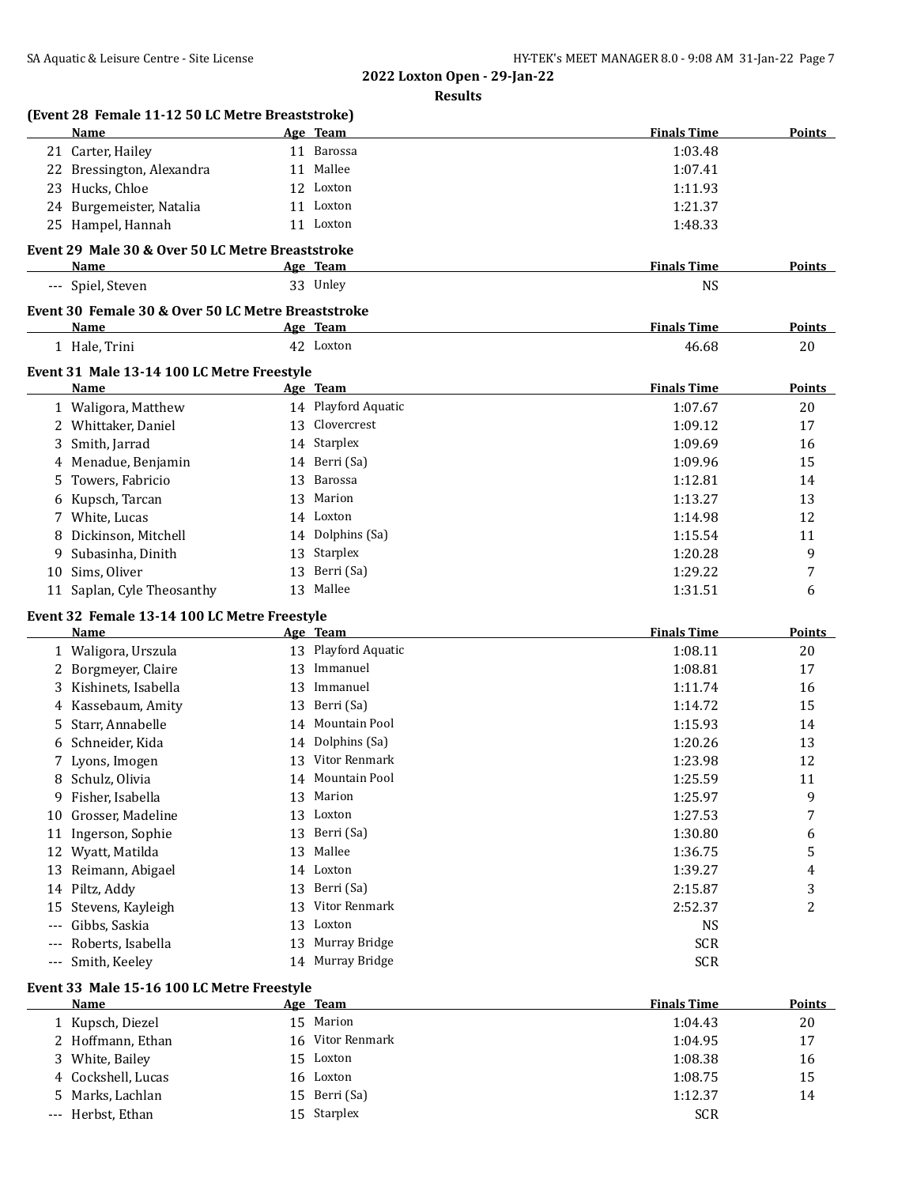## 2022 Loxton Open - 29-Jan-22

### Results

#### (Event 28 Female 11-12 50 LC Metre Breaststroke)

| | Name | Age | Team | Finals Time | Points |
|---|---|---|---|---|---|
| 21 | Carter, Hailey | 11 | Barossa | 1:03.48 | |
| 22 | Bressington, Alexandra | 11 | Mallee | 1:07.41 | |
| 23 | Hucks, Chloe | 12 | Loxton | 1:11.93 | |
| 24 | Burgemeister, Natalia | 11 | Loxton | 1:21.37 | |
| 25 | Hampel, Hannah | 11 | Loxton | 1:48.33 | |

#### Event 29 Male 30 & Over 50 LC Metre Breaststroke

| | Name | Age | Team | Finals Time | Points |
|---|---|---|---|---|---|
| --- | Spiel, Steven | 33 | Unley | NS | |

#### Event 30 Female 30 & Over 50 LC Metre Breaststroke

| | Name | Age | Team | Finals Time | Points |
|---|---|---|---|---|---|
| 1 | Hale, Trini | 42 | Loxton | 46.68 | 20 |

#### Event 31 Male 13-14 100 LC Metre Freestyle

| | Name | Age | Team | Finals Time | Points |
|---|---|---|---|---|---|
| 1 | Waligora, Matthew | 14 | Playford Aquatic | 1:07.67 | 20 |
| 2 | Whittaker, Daniel | 13 | Clovercrest | 1:09.12 | 17 |
| 3 | Smith, Jarrad | 14 | Starplex | 1:09.69 | 16 |
| 4 | Menadue, Benjamin | 14 | Berri (Sa) | 1:09.96 | 15 |
| 5 | Towers, Fabricio | 13 | Barossa | 1:12.81 | 14 |
| 6 | Kupsch, Tarcan | 13 | Marion | 1:13.27 | 13 |
| 7 | White, Lucas | 14 | Loxton | 1:14.98 | 12 |
| 8 | Dickinson, Mitchell | 14 | Dolphins (Sa) | 1:15.54 | 11 |
| 9 | Subasinha, Dinith | 13 | Starplex | 1:20.28 | 9 |
| 10 | Sims, Oliver | 13 | Berri (Sa) | 1:29.22 | 7 |
| 11 | Saplan, Cyle Theosanthy | 13 | Mallee | 1:31.51 | 6 |

#### Event 32 Female 13-14 100 LC Metre Freestyle

| | Name | Age | Team | Finals Time | Points |
|---|---|---|---|---|---|
| 1 | Waligora, Urszula | 13 | Playford Aquatic | 1:08.11 | 20 |
| 2 | Borgmeyer, Claire | 13 | Immanuel | 1:08.81 | 17 |
| 3 | Kishinets, Isabella | 13 | Immanuel | 1:11.74 | 16 |
| 4 | Kassebaum, Amity | 13 | Berri (Sa) | 1:14.72 | 15 |
| 5 | Starr, Annabelle | 14 | Mountain Pool | 1:15.93 | 14 |
| 6 | Schneider, Kida | 14 | Dolphins (Sa) | 1:20.26 | 13 |
| 7 | Lyons, Imogen | 13 | Vitor Renmark | 1:23.98 | 12 |
| 8 | Schulz, Olivia | 14 | Mountain Pool | 1:25.59 | 11 |
| 9 | Fisher, Isabella | 13 | Marion | 1:25.97 | 9 |
| 10 | Grosser, Madeline | 13 | Loxton | 1:27.53 | 7 |
| 11 | Ingerson, Sophie | 13 | Berri (Sa) | 1:30.80 | 6 |
| 12 | Wyatt, Matilda | 13 | Mallee | 1:36.75 | 5 |
| 13 | Reimann, Abigael | 14 | Loxton | 1:39.27 | 4 |
| 14 | Piltz, Addy | 13 | Berri (Sa) | 2:15.87 | 3 |
| 15 | Stevens, Kayleigh | 13 | Vitor Renmark | 2:52.37 | 2 |
| --- | Gibbs, Saskia | 13 | Loxton | NS | |
| --- | Roberts, Isabella | 13 | Murray Bridge | SCR | |
| --- | Smith, Keeley | 14 | Murray Bridge | SCR | |

#### Event 33 Male 15-16 100 LC Metre Freestyle

| | Name | Age | Team | Finals Time | Points |
|---|---|---|---|---|---|
| 1 | Kupsch, Diezel | 15 | Marion | 1:04.43 | 20 |
| 2 | Hoffmann, Ethan | 16 | Vitor Renmark | 1:04.95 | 17 |
| 3 | White, Bailey | 15 | Loxton | 1:08.38 | 16 |
| 4 | Cockshell, Lucas | 16 | Loxton | 1:08.75 | 15 |
| 5 | Marks, Lachlan | 15 | Berri (Sa) | 1:12.37 | 14 |
| --- | Herbst, Ethan | 15 | Starplex | SCR | |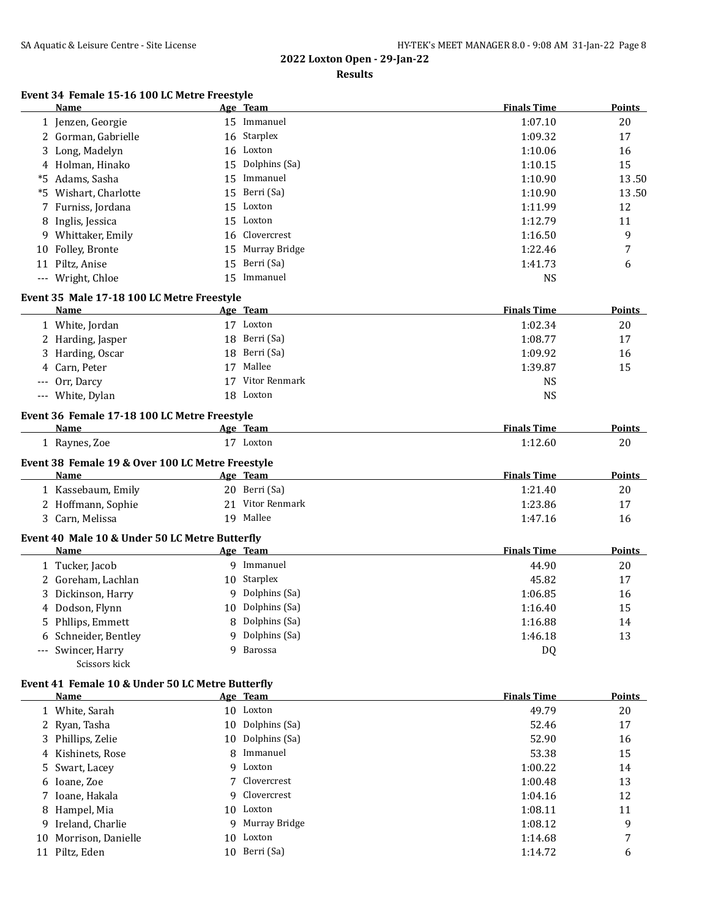## 2022 Loxton Open - 29-Jan-22

### Results

#### Event 34 Female 15-16 100 LC Metre Freestyle

| | Name | Age | Team | Finals Time | Points |
|---|---|---|---|---|---|
| 1 | Jenzen, Georgie | 15 | Immanuel | 1:07.10 | 20 |
| 2 | Gorman, Gabrielle | 16 | Starplex | 1:09.32 | 17 |
| 3 | Long, Madelyn | 16 | Loxton | 1:10.06 | 16 |
| 4 | Holman, Hinako | 15 | Dolphins (Sa) | 1:10.15 | 15 |
| *5 | Adams, Sasha | 15 | Immanuel | 1:10.90 | 13.50 |
| *5 | Wishart, Charlotte | 15 | Berri (Sa) | 1:10.90 | 13.50 |
| 7 | Furniss, Jordana | 15 | Loxton | 1:11.99 | 12 |
| 8 | Inglis, Jessica | 15 | Loxton | 1:12.79 | 11 |
| 9 | Whittaker, Emily | 16 | Clovercrest | 1:16.50 | 9 |
| 10 | Folley, Bronte | 15 | Murray Bridge | 1:22.46 | 7 |
| 11 | Piltz, Anise | 15 | Berri (Sa) | 1:41.73 | 6 |
| --- | Wright, Chloe | 15 | Immanuel | NS | |

#### Event 35 Male 17-18 100 LC Metre Freestyle

| | Name | Age | Team | Finals Time | Points |
|---|---|---|---|---|---|
| 1 | White, Jordan | 17 | Loxton | 1:02.34 | 20 |
| 2 | Harding, Jasper | 18 | Berri (Sa) | 1:08.77 | 17 |
| 3 | Harding, Oscar | 18 | Berri (Sa) | 1:09.92 | 16 |
| 4 | Carn, Peter | 17 | Mallee | 1:39.87 | 15 |
| --- | Orr, Darcy | 17 | Vitor Renmark | NS | |
| --- | White, Dylan | 18 | Loxton | NS | |

#### Event 36 Female 17-18 100 LC Metre Freestyle

| | Name | Age | Team | Finals Time | Points |
|---|---|---|---|---|---|
| 1 | Raynes, Zoe | 17 | Loxton | 1:12.60 | 20 |

#### Event 38 Female 19 & Over 100 LC Metre Freestyle

| | Name | Age | Team | Finals Time | Points |
|---|---|---|---|---|---|
| 1 | Kassebaum, Emily | 20 | Berri (Sa) | 1:21.40 | 20 |
| 2 | Hoffmann, Sophie | 21 | Vitor Renmark | 1:23.86 | 17 |
| 3 | Carn, Melissa | 19 | Mallee | 1:47.16 | 16 |

#### Event 40 Male 10 & Under 50 LC Metre Butterfly

| | Name | Age | Team | Finals Time | Points |
|---|---|---|---|---|---|
| 1 | Tucker, Jacob | 9 | Immanuel | 44.90 | 20 |
| 2 | Goreham, Lachlan | 10 | Starplex | 45.82 | 17 |
| 3 | Dickinson, Harry | 9 | Dolphins (Sa) | 1:06.85 | 16 |
| 4 | Dodson, Flynn | 10 | Dolphins (Sa) | 1:16.40 | 15 |
| 5 | Phllips, Emmett | 8 | Dolphins (Sa) | 1:16.88 | 14 |
| 6 | Schneider, Bentley | 9 | Dolphins (Sa) | 1:46.18 | 13 |
| --- | Swincer, Harry | 9 | Barossa | DQ | |
| | Scissors kick | | | | |

#### Event 41 Female 10 & Under 50 LC Metre Butterfly

| | Name | Age | Team | Finals Time | Points |
|---|---|---|---|---|---|
| 1 | White, Sarah | 10 | Loxton | 49.79 | 20 |
| 2 | Ryan, Tasha | 10 | Dolphins (Sa) | 52.46 | 17 |
| 3 | Phillips, Zelie | 10 | Dolphins (Sa) | 52.90 | 16 |
| 4 | Kishinets, Rose | 8 | Immanuel | 53.38 | 15 |
| 5 | Swart, Lacey | 9 | Loxton | 1:00.22 | 14 |
| 6 | Ioane, Zoe | 7 | Clovercrest | 1:00.48 | 13 |
| 7 | Ioane, Hakala | 9 | Clovercrest | 1:04.16 | 12 |
| 8 | Hampel, Mia | 10 | Loxton | 1:08.11 | 11 |
| 9 | Ireland, Charlie | 9 | Murray Bridge | 1:08.12 | 9 |
| 10 | Morrison, Danielle | 10 | Loxton | 1:14.68 | 7 |
| 11 | Piltz, Eden | 10 | Berri (Sa) | 1:14.72 | 6 |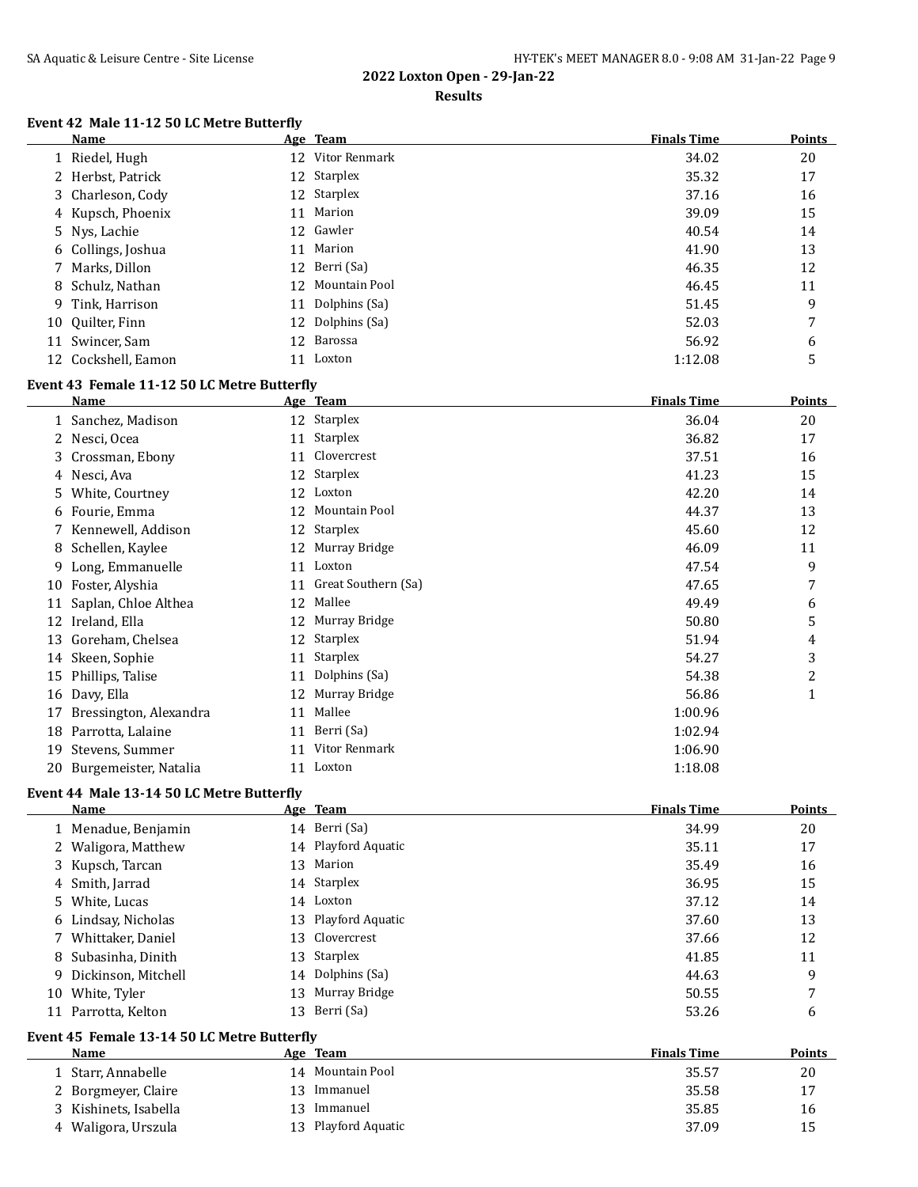## 2022 Loxton Open - 29-Jan-22

### Results

#### Event 42 Male 11-12 50 LC Metre Butterfly

| | Name | Age | Team | Finals Time | Points |
|---|---|---|---|---|---|
| 1 | Riedel, Hugh | 12 | Vitor Renmark | 34.02 | 20 |
| 2 | Herbst, Patrick | 12 | Starplex | 35.32 | 17 |
| 3 | Charleson, Cody | 12 | Starplex | 37.16 | 16 |
| 4 | Kupsch, Phoenix | 11 | Marion | 39.09 | 15 |
| 5 | Nys, Lachie | 12 | Gawler | 40.54 | 14 |
| 6 | Collings, Joshua | 11 | Marion | 41.90 | 13 |
| 7 | Marks, Dillon | 12 | Berri (Sa) | 46.35 | 12 |
| 8 | Schulz, Nathan | 12 | Mountain Pool | 46.45 | 11 |
| 9 | Tink, Harrison | 11 | Dolphins (Sa) | 51.45 | 9 |
| 10 | Quilter, Finn | 12 | Dolphins (Sa) | 52.03 | 7 |
| 11 | Swincer, Sam | 12 | Barossa | 56.92 | 6 |
| 12 | Cockshell, Eamon | 11 | Loxton | 1:12.08 | 5 |

#### Event 43 Female 11-12 50 LC Metre Butterfly

| | Name | Age | Team | Finals Time | Points |
|---|---|---|---|---|---|
| 1 | Sanchez, Madison | 12 | Starplex | 36.04 | 20 |
| 2 | Nesci, Ocea | 11 | Starplex | 36.82 | 17 |
| 3 | Crossman, Ebony | 11 | Clovercrest | 37.51 | 16 |
| 4 | Nesci, Ava | 12 | Starplex | 41.23 | 15 |
| 5 | White, Courtney | 12 | Loxton | 42.20 | 14 |
| 6 | Fourie, Emma | 12 | Mountain Pool | 44.37 | 13 |
| 7 | Kennewell, Addison | 12 | Starplex | 45.60 | 12 |
| 8 | Schellen, Kaylee | 12 | Murray Bridge | 46.09 | 11 |
| 9 | Long, Emmanuelle | 11 | Loxton | 47.54 | 9 |
| 10 | Foster, Alyshia | 11 | Great Southern (Sa) | 47.65 | 7 |
| 11 | Saplan, Chloe Althea | 12 | Mallee | 49.49 | 6 |
| 12 | Ireland, Ella | 12 | Murray Bridge | 50.80 | 5 |
| 13 | Goreham, Chelsea | 12 | Starplex | 51.94 | 4 |
| 14 | Skeen, Sophie | 11 | Starplex | 54.27 | 3 |
| 15 | Phillips, Talise | 11 | Dolphins (Sa) | 54.38 | 2 |
| 16 | Davy, Ella | 12 | Murray Bridge | 56.86 | 1 |
| 17 | Bressington, Alexandra | 11 | Mallee | 1:00.96 | |
| 18 | Parrotta, Lalaine | 11 | Berri (Sa) | 1:02.94 | |
| 19 | Stevens, Summer | 11 | Vitor Renmark | 1:06.90 | |
| 20 | Burgemeister, Natalia | 11 | Loxton | 1:18.08 | |

#### Event 44 Male 13-14 50 LC Metre Butterfly

| | Name | Age | Team | Finals Time | Points |
|---|---|---|---|---|---|
| 1 | Menadue, Benjamin | 14 | Berri (Sa) | 34.99 | 20 |
| 2 | Waligora, Matthew | 14 | Playford Aquatic | 35.11 | 17 |
| 3 | Kupsch, Tarcan | 13 | Marion | 35.49 | 16 |
| 4 | Smith, Jarrad | 14 | Starplex | 36.95 | 15 |
| 5 | White, Lucas | 14 | Loxton | 37.12 | 14 |
| 6 | Lindsay, Nicholas | 13 | Playford Aquatic | 37.60 | 13 |
| 7 | Whittaker, Daniel | 13 | Clovercrest | 37.66 | 12 |
| 8 | Subasinha, Dinith | 13 | Starplex | 41.85 | 11 |
| 9 | Dickinson, Mitchell | 14 | Dolphins (Sa) | 44.63 | 9 |
| 10 | White, Tyler | 13 | Murray Bridge | 50.55 | 7 |
| 11 | Parrotta, Kelton | 13 | Berri (Sa) | 53.26 | 6 |

#### Event 45 Female 13-14 50 LC Metre Butterfly

| | Name | Age | Team | Finals Time | Points |
|---|---|---|---|---|---|
| 1 | Starr, Annabelle | 14 | Mountain Pool | 35.57 | 20 |
| 2 | Borgmeyer, Claire | 13 | Immanuel | 35.58 | 17 |
| 3 | Kishinets, Isabella | 13 | Immanuel | 35.85 | 16 |
| 4 | Waligora, Urszula | 13 | Playford Aquatic | 37.09 | 15 |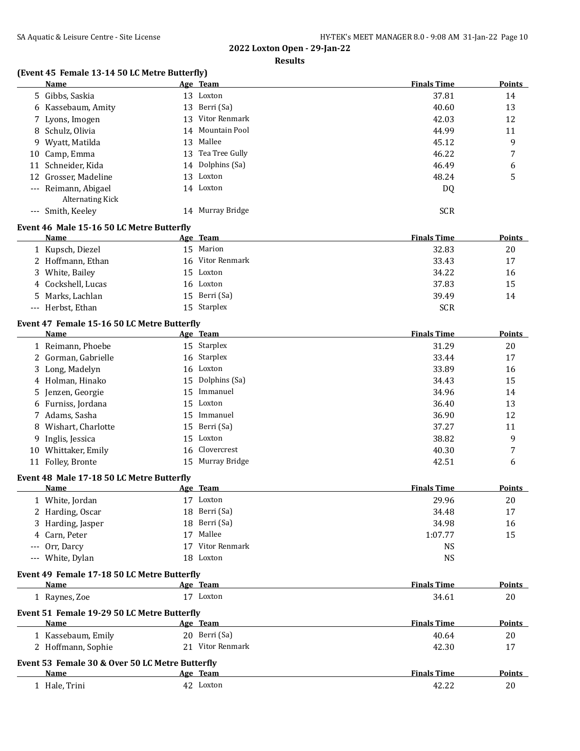## 2022 Loxton Open - 29-Jan-22

### Results

#### (Event 45 Female 13-14 50 LC Metre Butterfly)

| | Name | Age | Team | Finals Time | Points |
|---|---|---|---|---|---|
| 5 | Gibbs, Saskia | 13 | Loxton | 37.81 | 14 |
| 6 | Kassebaum, Amity | 13 | Berri (Sa) | 40.60 | 13 |
| 7 | Lyons, Imogen | 13 | Vitor Renmark | 42.03 | 12 |
| 8 | Schulz, Olivia | 14 | Mountain Pool | 44.99 | 11 |
| 9 | Wyatt, Matilda | 13 | Mallee | 45.12 | 9 |
| 10 | Camp, Emma | 13 | Tea Tree Gully | 46.22 | 7 |
| 11 | Schneider, Kida | 14 | Dolphins (Sa) | 46.49 | 6 |
| 12 | Grosser, Madeline | 13 | Loxton | 48.24 | 5 |
| --- | Reimann, Abigael<br>Alternating Kick | 14 | Loxton | DQ | |
| --- | Smith, Keeley | 14 | Murray Bridge | SCR | |

#### Event 46 Male 15-16 50 LC Metre Butterfly

| | Name | Age | Team | Finals Time | Points |
|---|---|---|---|---|---|
| 1 | Kupsch, Diezel | 15 | Marion | 32.83 | 20 |
| 2 | Hoffmann, Ethan | 16 | Vitor Renmark | 33.43 | 17 |
| 3 | White, Bailey | 15 | Loxton | 34.22 | 16 |
| 4 | Cockshell, Lucas | 16 | Loxton | 37.83 | 15 |
| 5 | Marks, Lachlan | 15 | Berri (Sa) | 39.49 | 14 |
| --- | Herbst, Ethan | 15 | Starplex | SCR | |

#### Event 47 Female 15-16 50 LC Metre Butterfly

| | Name | Age | Team | Finals Time | Points |
|---|---|---|---|---|---|
| 1 | Reimann, Phoebe | 15 | Starplex | 31.29 | 20 |
| 2 | Gorman, Gabrielle | 16 | Starplex | 33.44 | 17 |
| 3 | Long, Madelyn | 16 | Loxton | 33.89 | 16 |
| 4 | Holman, Hinako | 15 | Dolphins (Sa) | 34.43 | 15 |
| 5 | Jenzen, Georgie | 15 | Immanuel | 34.96 | 14 |
| 6 | Furniss, Jordana | 15 | Loxton | 36.40 | 13 |
| 7 | Adams, Sasha | 15 | Immanuel | 36.90 | 12 |
| 8 | Wishart, Charlotte | 15 | Berri (Sa) | 37.27 | 11 |
| 9 | Inglis, Jessica | 15 | Loxton | 38.82 | 9 |
| 10 | Whittaker, Emily | 16 | Clovercrest | 40.30 | 7 |
| 11 | Folley, Bronte | 15 | Murray Bridge | 42.51 | 6 |

#### Event 48 Male 17-18 50 LC Metre Butterfly

| | Name | Age | Team | Finals Time | Points |
|---|---|---|---|---|---|
| 1 | White, Jordan | 17 | Loxton | 29.96 | 20 |
| 2 | Harding, Oscar | 18 | Berri (Sa) | 34.48 | 17 |
| 3 | Harding, Jasper | 18 | Berri (Sa) | 34.98 | 16 |
| 4 | Carn, Peter | 17 | Mallee | 1:07.77 | 15 |
| --- | Orr, Darcy | 17 | Vitor Renmark | NS | |
| --- | White, Dylan | 18 | Loxton | NS | |

#### Event 49 Female 17-18 50 LC Metre Butterfly

| | Name | Age | Team | Finals Time | Points |
|---|---|---|---|---|---|
| 1 | Raynes, Zoe | 17 | Loxton | 34.61 | 20 |

#### Event 51 Female 19-29 50 LC Metre Butterfly

| | Name | Age | Team | Finals Time | Points |
|---|---|---|---|---|---|
| 1 | Kassebaum, Emily | 20 | Berri (Sa) | 40.64 | 20 |
| 2 | Hoffmann, Sophie | 21 | Vitor Renmark | 42.30 | 17 |

#### Event 53 Female 30 & Over 50 LC Metre Butterfly

| | Name | Age | Team | Finals Time | Points |
|---|---|---|---|---|---|
| 1 | Hale, Trini | 42 | Loxton | 42.22 | 20 |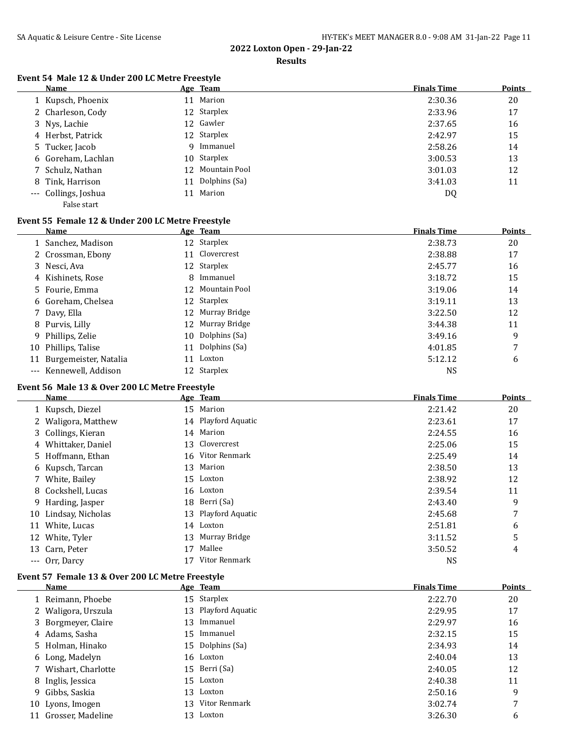## 2022 Loxton Open - 29-Jan-22

### Results

#### Event 54 Male 12 & Under 200 LC Metre Freestyle

| | Name | Age | Team | Finals Time | Points |
|---|---|---|---|---|---|
| 1 | Kupsch, Phoenix | 11 | Marion | 2:30.36 | 20 |
| 2 | Charleson, Cody | 12 | Starplex | 2:33.96 | 17 |
| 3 | Nys, Lachie | 12 | Gawler | 2:37.65 | 16 |
| 4 | Herbst, Patrick | 12 | Starplex | 2:42.97 | 15 |
| 5 | Tucker, Jacob | 9 | Immanuel | 2:58.26 | 14 |
| 6 | Goreham, Lachlan | 10 | Starplex | 3:00.53 | 13 |
| 7 | Schulz, Nathan | 12 | Mountain Pool | 3:01.03 | 12 |
| 8 | Tink, Harrison | 11 | Dolphins (Sa) | 3:41.03 | 11 |
| --- | Collings, Joshua | 11 | Marion | DQ | |
| | False start | | | | |

#### Event 55 Female 12 & Under 200 LC Metre Freestyle

| | Name | Age | Team | Finals Time | Points |
|---|---|---|---|---|---|
| 1 | Sanchez, Madison | 12 | Starplex | 2:38.73 | 20 |
| 2 | Crossman, Ebony | 11 | Clovercrest | 2:38.88 | 17 |
| 3 | Nesci, Ava | 12 | Starplex | 2:45.77 | 16 |
| 4 | Kishinets, Rose | 8 | Immanuel | 3:18.72 | 15 |
| 5 | Fourie, Emma | 12 | Mountain Pool | 3:19.06 | 14 |
| 6 | Goreham, Chelsea | 12 | Starplex | 3:19.11 | 13 |
| 7 | Davy, Ella | 12 | Murray Bridge | 3:22.50 | 12 |
| 8 | Purvis, Lilly | 12 | Murray Bridge | 3:44.38 | 11 |
| 9 | Phillips, Zelie | 10 | Dolphins (Sa) | 3:49.16 | 9 |
| 10 | Phillips, Talise | 11 | Dolphins (Sa) | 4:01.85 | 7 |
| 11 | Burgemeister, Natalia | 11 | Loxton | 5:12.12 | 6 |
| --- | Kennewell, Addison | 12 | Starplex | NS | |

#### Event 56 Male 13 & Over 200 LC Metre Freestyle

| | Name | Age | Team | Finals Time | Points |
|---|---|---|---|---|---|
| 1 | Kupsch, Diezel | 15 | Marion | 2:21.42 | 20 |
| 2 | Waligora, Matthew | 14 | Playford Aquatic | 2:23.61 | 17 |
| 3 | Collings, Kieran | 14 | Marion | 2:24.55 | 16 |
| 4 | Whittaker, Daniel | 13 | Clovercrest | 2:25.06 | 15 |
| 5 | Hoffmann, Ethan | 16 | Vitor Renmark | 2:25.49 | 14 |
| 6 | Kupsch, Tarcan | 13 | Marion | 2:38.50 | 13 |
| 7 | White, Bailey | 15 | Loxton | 2:38.92 | 12 |
| 8 | Cockshell, Lucas | 16 | Loxton | 2:39.54 | 11 |
| 9 | Harding, Jasper | 18 | Berri (Sa) | 2:43.40 | 9 |
| 10 | Lindsay, Nicholas | 13 | Playford Aquatic | 2:45.68 | 7 |
| 11 | White, Lucas | 14 | Loxton | 2:51.81 | 6 |
| 12 | White, Tyler | 13 | Murray Bridge | 3:11.52 | 5 |
| 13 | Carn, Peter | 17 | Mallee | 3:50.52 | 4 |
| --- | Orr, Darcy | 17 | Vitor Renmark | NS | |

#### Event 57 Female 13 & Over 200 LC Metre Freestyle

| | Name | Age | Team | Finals Time | Points |
|---|---|---|---|---|---|
| 1 | Reimann, Phoebe | 15 | Starplex | 2:22.70 | 20 |
| 2 | Waligora, Urszula | 13 | Playford Aquatic | 2:29.95 | 17 |
| 3 | Borgmeyer, Claire | 13 | Immanuel | 2:29.97 | 16 |
| 4 | Adams, Sasha | 15 | Immanuel | 2:32.15 | 15 |
| 5 | Holman, Hinako | 15 | Dolphins (Sa) | 2:34.93 | 14 |
| 6 | Long, Madelyn | 16 | Loxton | 2:40.04 | 13 |
| 7 | Wishart, Charlotte | 15 | Berri (Sa) | 2:40.05 | 12 |
| 8 | Inglis, Jessica | 15 | Loxton | 2:40.38 | 11 |
| 9 | Gibbs, Saskia | 13 | Loxton | 2:50.16 | 9 |
| 10 | Lyons, Imogen | 13 | Vitor Renmark | 3:02.74 | 7 |
| 11 | Grosser, Madeline | 13 | Loxton | 3:26.30 | 6 |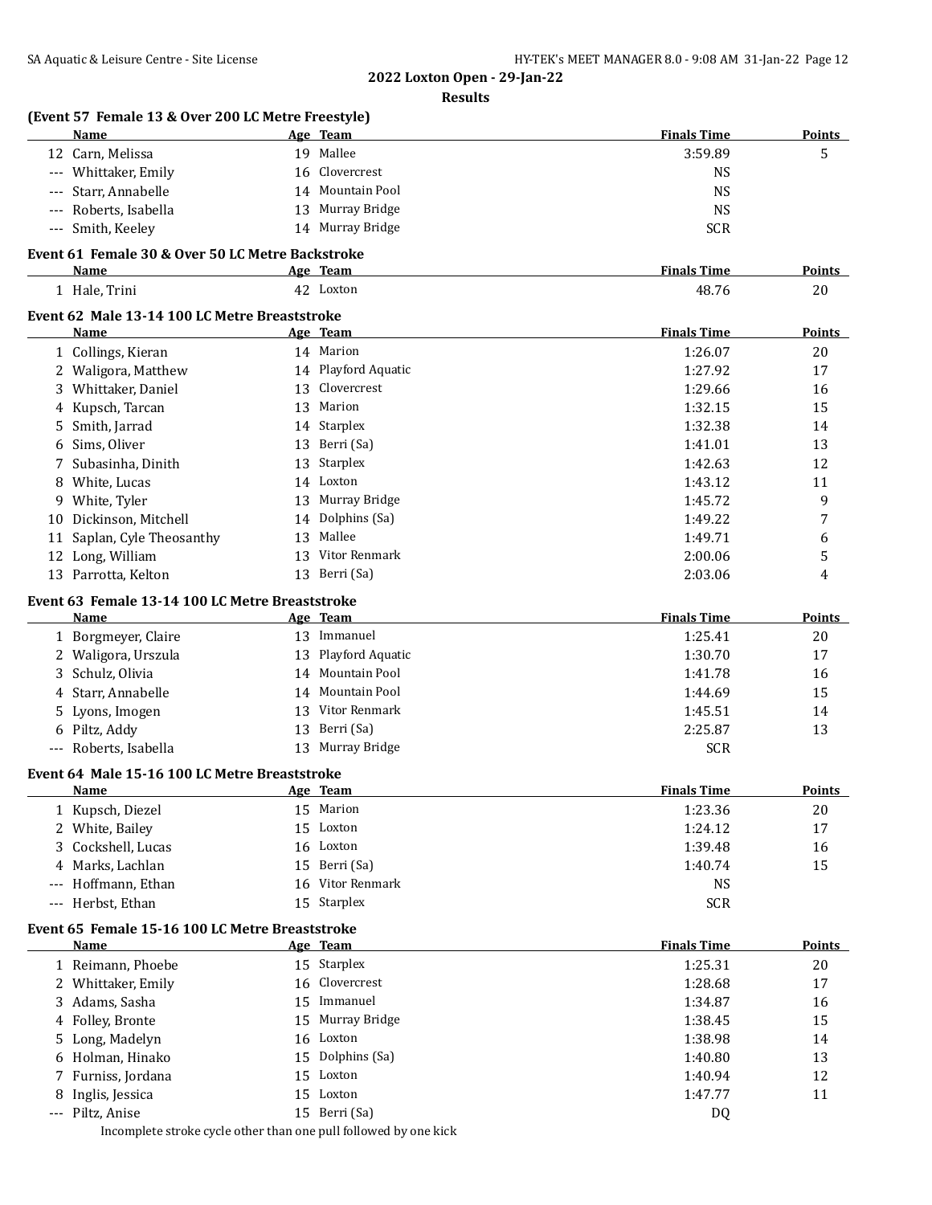**2022 Loxton Open - 29-Jan-22**

**Results**

### (Event 57 Female 13 & Over 200 LC Metre Freestyle)

| | Name | Age | Team | Finals Time | Points |
|---|---|---|---|---|---|
| 12 | Carn, Melissa | 19 | Mallee | 3:59.89 | 5 |
| --- | Whittaker, Emily | 16 | Clovercrest | NS | |
| --- | Starr, Annabelle | 14 | Mountain Pool | NS | |
| --- | Roberts, Isabella | 13 | Murray Bridge | NS | |
| --- | Smith, Keeley | 14 | Murray Bridge | SCR | |

### Event 61 Female 30 & Over 50 LC Metre Backstroke

| | Name | Age | Team | Finals Time | Points |
|---|---|---|---|---|---|
| 1 | Hale, Trini | 42 | Loxton | 48.76 | 20 |

### Event 62 Male 13-14 100 LC Metre Breaststroke

| | Name | Age | Team | Finals Time | Points |
|---|---|---|---|---|---|
| 1 | Collings, Kieran | 14 | Marion | 1:26.07 | 20 |
| 2 | Waligora, Matthew | 14 | Playford Aquatic | 1:27.92 | 17 |
| 3 | Whittaker, Daniel | 13 | Clovercrest | 1:29.66 | 16 |
| 4 | Kupsch, Tarcan | 13 | Marion | 1:32.15 | 15 |
| 5 | Smith, Jarrad | 14 | Starplex | 1:32.38 | 14 |
| 6 | Sims, Oliver | 13 | Berri (Sa) | 1:41.01 | 13 |
| 7 | Subasinha, Dinith | 13 | Starplex | 1:42.63 | 12 |
| 8 | White, Lucas | 14 | Loxton | 1:43.12 | 11 |
| 9 | White, Tyler | 13 | Murray Bridge | 1:45.72 | 9 |
| 10 | Dickinson, Mitchell | 14 | Dolphins (Sa) | 1:49.22 | 7 |
| 11 | Saplan, Cyle Theosanthy | 13 | Mallee | 1:49.71 | 6 |
| 12 | Long, William | 13 | Vitor Renmark | 2:00.06 | 5 |
| 13 | Parrotta, Kelton | 13 | Berri (Sa) | 2:03.06 | 4 |

### Event 63 Female 13-14 100 LC Metre Breaststroke

| | Name | Age | Team | Finals Time | Points |
|---|---|---|---|---|---|
| 1 | Borgmeyer, Claire | 13 | Immanuel | 1:25.41 | 20 |
| 2 | Waligora, Urszula | 13 | Playford Aquatic | 1:30.70 | 17 |
| 3 | Schulz, Olivia | 14 | Mountain Pool | 1:41.78 | 16 |
| 4 | Starr, Annabelle | 14 | Mountain Pool | 1:44.69 | 15 |
| 5 | Lyons, Imogen | 13 | Vitor Renmark | 1:45.51 | 14 |
| 6 | Piltz, Addy | 13 | Berri (Sa) | 2:25.87 | 13 |
| --- | Roberts, Isabella | 13 | Murray Bridge | SCR | |

### Event 64 Male 15-16 100 LC Metre Breaststroke

| | Name | Age | Team | Finals Time | Points |
|---|---|---|---|---|---|
| 1 | Kupsch, Diezel | 15 | Marion | 1:23.36 | 20 |
| 2 | White, Bailey | 15 | Loxton | 1:24.12 | 17 |
| 3 | Cockshell, Lucas | 16 | Loxton | 1:39.48 | 16 |
| 4 | Marks, Lachlan | 15 | Berri (Sa) | 1:40.74 | 15 |
| --- | Hoffmann, Ethan | 16 | Vitor Renmark | NS | |
| --- | Herbst, Ethan | 15 | Starplex | SCR | |

### Event 65 Female 15-16 100 LC Metre Breaststroke

| | Name | Age | Team | Finals Time | Points |
|---|---|---|---|---|---|
| 1 | Reimann, Phoebe | 15 | Starplex | 1:25.31 | 20 |
| 2 | Whittaker, Emily | 16 | Clovercrest | 1:28.68 | 17 |
| 3 | Adams, Sasha | 15 | Immanuel | 1:34.87 | 16 |
| 4 | Folley, Bronte | 15 | Murray Bridge | 1:38.45 | 15 |
| 5 | Long, Madelyn | 16 | Loxton | 1:38.98 | 14 |
| 6 | Holman, Hinako | 15 | Dolphins (Sa) | 1:40.80 | 13 |
| 7 | Furniss, Jordana | 15 | Loxton | 1:40.94 | 12 |
| 8 | Inglis, Jessica | 15 | Loxton | 1:47.77 | 11 |
| --- | Piltz, Anise | 15 | Berri (Sa) | DQ | |

Incomplete stroke cycle other than one pull followed by one kick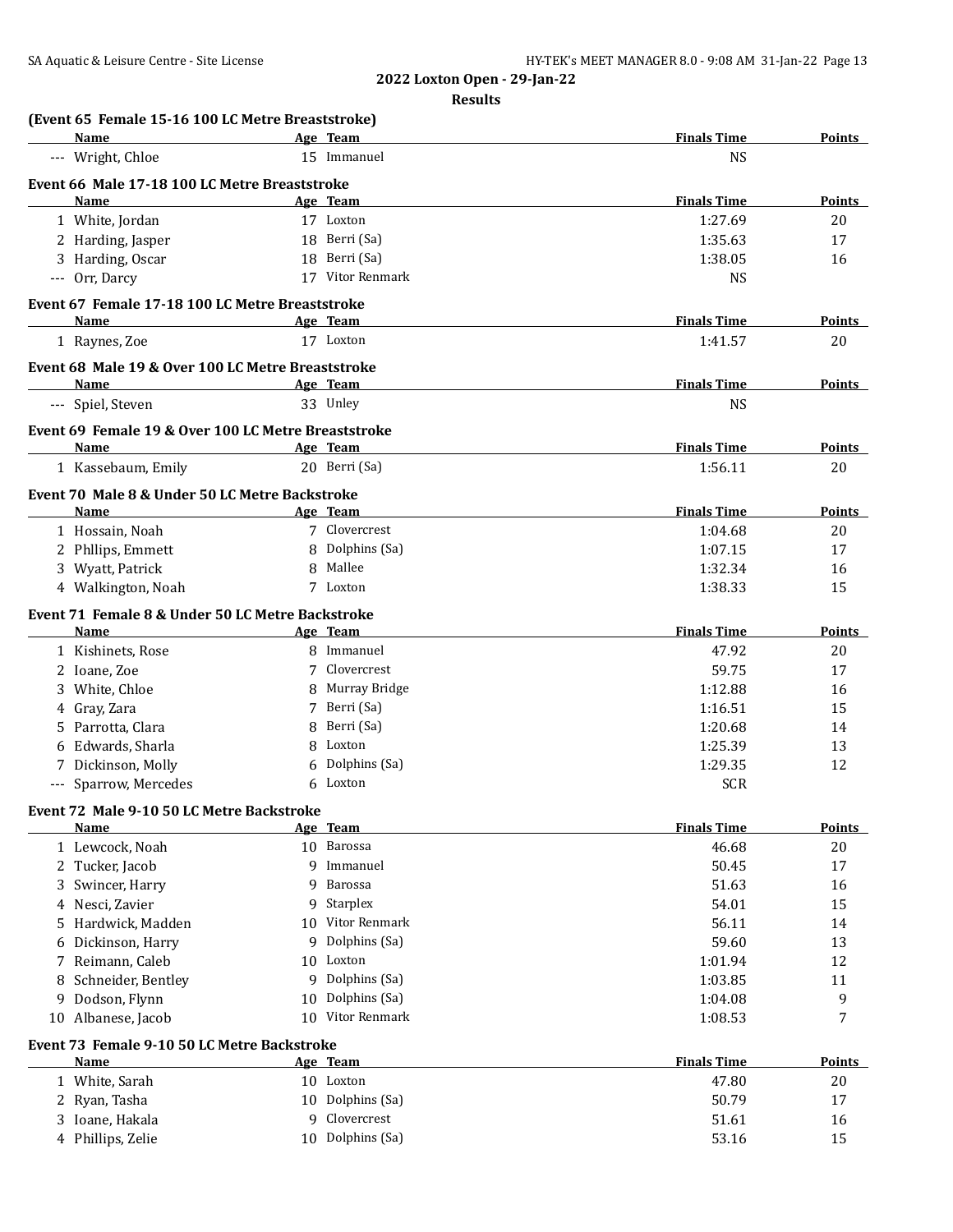## 2022 Loxton Open - 29-Jan-22

### Results

**(Event 65 Female 15-16 100 LC Metre Breaststroke)**

| | Name | Age | Team | Finals Time | Points |
|---|---|---|---|---|---|
| --- | Wright, Chloe | 15 | Immanuel | NS | |

**Event 66 Male 17-18 100 LC Metre Breaststroke**

| | Name | Age | Team | Finals Time | Points |
|---|---|---|---|---|---|
| 1 | White, Jordan | 17 | Loxton | 1:27.69 | 20 |
| 2 | Harding, Jasper | 18 | Berri (Sa) | 1:35.63 | 17 |
| 3 | Harding, Oscar | 18 | Berri (Sa) | 1:38.05 | 16 |
| --- | Orr, Darcy | 17 | Vitor Renmark | NS | |

**Event 67 Female 17-18 100 LC Metre Breaststroke**

| | Name | Age | Team | Finals Time | Points |
|---|---|---|---|---|---|
| 1 | Raynes, Zoe | 17 | Loxton | 1:41.57 | 20 |

**Event 68 Male 19 & Over 100 LC Metre Breaststroke**

| | Name | Age | Team | Finals Time | Points |
|---|---|---|---|---|---|
| --- | Spiel, Steven | 33 | Unley | NS | |

**Event 69 Female 19 & Over 100 LC Metre Breaststroke**

| | Name | Age | Team | Finals Time | Points |
|---|---|---|---|---|---|
| 1 | Kassebaum, Emily | 20 | Berri (Sa) | 1:56.11 | 20 |

**Event 70 Male 8 & Under 50 LC Metre Backstroke**

| | Name | Age | Team | Finals Time | Points |
|---|---|---|---|---|---|
| 1 | Hossain, Noah | 7 | Clovercrest | 1:04.68 | 20 |
| 2 | Phllips, Emmett | 8 | Dolphins (Sa) | 1:07.15 | 17 |
| 3 | Wyatt, Patrick | 8 | Mallee | 1:32.34 | 16 |
| 4 | Walkington, Noah | 7 | Loxton | 1:38.33 | 15 |

**Event 71 Female 8 & Under 50 LC Metre Backstroke**

| | Name | Age | Team | Finals Time | Points |
|---|---|---|---|---|---|
| 1 | Kishinets, Rose | 8 | Immanuel | 47.92 | 20 |
| 2 | Ioane, Zoe | 7 | Clovercrest | 59.75 | 17 |
| 3 | White, Chloe | 8 | Murray Bridge | 1:12.88 | 16 |
| 4 | Gray, Zara | 7 | Berri (Sa) | 1:16.51 | 15 |
| 5 | Parrotta, Clara | 8 | Berri (Sa) | 1:20.68 | 14 |
| 6 | Edwards, Sharla | 8 | Loxton | 1:25.39 | 13 |
| 7 | Dickinson, Molly | 6 | Dolphins (Sa) | 1:29.35 | 12 |
| --- | Sparrow, Mercedes | 6 | Loxton | SCR | |

**Event 72 Male 9-10 50 LC Metre Backstroke**

| | Name | Age | Team | Finals Time | Points |
|---|---|---|---|---|---|
| 1 | Lewcock, Noah | 10 | Barossa | 46.68 | 20 |
| 2 | Tucker, Jacob | 9 | Immanuel | 50.45 | 17 |
| 3 | Swincer, Harry | 9 | Barossa | 51.63 | 16 |
| 4 | Nesci, Zavier | 9 | Starplex | 54.01 | 15 |
| 5 | Hardwick, Madden | 10 | Vitor Renmark | 56.11 | 14 |
| 6 | Dickinson, Harry | 9 | Dolphins (Sa) | 59.60 | 13 |
| 7 | Reimann, Caleb | 10 | Loxton | 1:01.94 | 12 |
| 8 | Schneider, Bentley | 9 | Dolphins (Sa) | 1:03.85 | 11 |
| 9 | Dodson, Flynn | 10 | Dolphins (Sa) | 1:04.08 | 9 |
| 10 | Albanese, Jacob | 10 | Vitor Renmark | 1:08.53 | 7 |

**Event 73 Female 9-10 50 LC Metre Backstroke**

| | Name | Age | Team | Finals Time | Points |
|---|---|---|---|---|---|
| 1 | White, Sarah | 10 | Loxton | 47.80 | 20 |
| 2 | Ryan, Tasha | 10 | Dolphins (Sa) | 50.79 | 17 |
| 3 | Ioane, Hakala | 9 | Clovercrest | 51.61 | 16 |
| 4 | Phillips, Zelie | 10 | Dolphins (Sa) | 53.16 | 15 |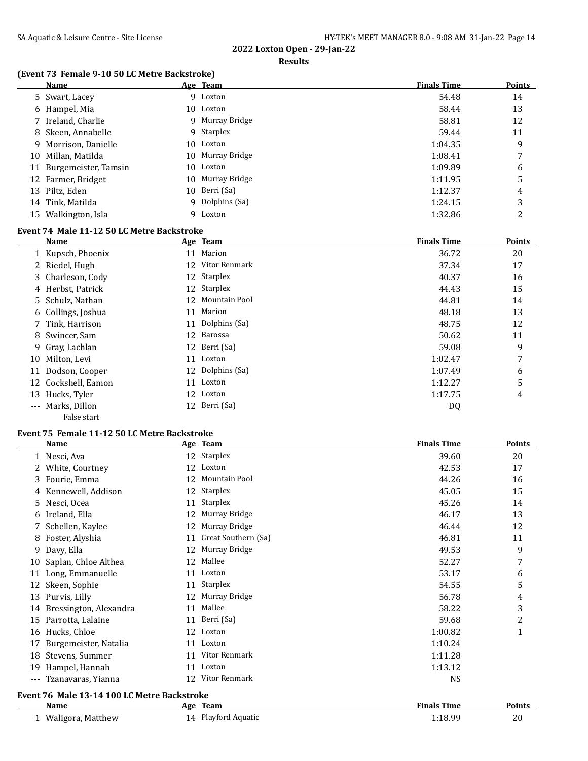## 2022 Loxton Open - 29-Jan-22

### Results

#### (Event 73 Female 9-10 50 LC Metre Backstroke)

| | Name | Age | Team | Finals Time | Points |
|---|---|---|---|---|---|
| 5 | Swart, Lacey | 9 | Loxton | 54.48 | 14 |
| 6 | Hampel, Mia | 10 | Loxton | 58.44 | 13 |
| 7 | Ireland, Charlie | 9 | Murray Bridge | 58.81 | 12 |
| 8 | Skeen, Annabelle | 9 | Starplex | 59.44 | 11 |
| 9 | Morrison, Danielle | 10 | Loxton | 1:04.35 | 9 |
| 10 | Millan, Matilda | 10 | Murray Bridge | 1:08.41 | 7 |
| 11 | Burgemeister, Tamsin | 10 | Loxton | 1:09.89 | 6 |
| 12 | Farmer, Bridget | 10 | Murray Bridge | 1:11.95 | 5 |
| 13 | Piltz, Eden | 10 | Berri (Sa) | 1:12.37 | 4 |
| 14 | Tink, Matilda | 9 | Dolphins (Sa) | 1:24.15 | 3 |
| 15 | Walkington, Isla | 9 | Loxton | 1:32.86 | 2 |

#### Event 74 Male 11-12 50 LC Metre Backstroke

| | Name | Age | Team | Finals Time | Points |
|---|---|---|---|---|---|
| 1 | Kupsch, Phoenix | 11 | Marion | 36.72 | 20 |
| 2 | Riedel, Hugh | 12 | Vitor Renmark | 37.34 | 17 |
| 3 | Charleson, Cody | 12 | Starplex | 40.37 | 16 |
| 4 | Herbst, Patrick | 12 | Starplex | 44.43 | 15 |
| 5 | Schulz, Nathan | 12 | Mountain Pool | 44.81 | 14 |
| 6 | Collings, Joshua | 11 | Marion | 48.18 | 13 |
| 7 | Tink, Harrison | 11 | Dolphins (Sa) | 48.75 | 12 |
| 8 | Swincer, Sam | 12 | Barossa | 50.62 | 11 |
| 9 | Gray, Lachlan | 12 | Berri (Sa) | 59.08 | 9 |
| 10 | Milton, Levi | 11 | Loxton | 1:02.47 | 7 |
| 11 | Dodson, Cooper | 12 | Dolphins (Sa) | 1:07.49 | 6 |
| 12 | Cockshell, Eamon | 11 | Loxton | 1:12.27 | 5 |
| 13 | Hucks, Tyler | 12 | Loxton | 1:17.75 | 4 |
| --- | Marks, Dillon | 12 | Berri (Sa) | DQ | |
| | False start | | | | |

#### Event 75 Female 11-12 50 LC Metre Backstroke

| | Name | Age | Team | Finals Time | Points |
|---|---|---|---|---|---|
| 1 | Nesci, Ava | 12 | Starplex | 39.60 | 20 |
| 2 | White, Courtney | 12 | Loxton | 42.53 | 17 |
| 3 | Fourie, Emma | 12 | Mountain Pool | 44.26 | 16 |
| 4 | Kennewell, Addison | 12 | Starplex | 45.05 | 15 |
| 5 | Nesci, Ocea | 11 | Starplex | 45.26 | 14 |
| 6 | Ireland, Ella | 12 | Murray Bridge | 46.17 | 13 |
| 7 | Schellen, Kaylee | 12 | Murray Bridge | 46.44 | 12 |
| 8 | Foster, Alyshia | 11 | Great Southern (Sa) | 46.81 | 11 |
| 9 | Davy, Ella | 12 | Murray Bridge | 49.53 | 9 |
| 10 | Saplan, Chloe Althea | 12 | Mallee | 52.27 | 7 |
| 11 | Long, Emmanuelle | 11 | Loxton | 53.17 | 6 |
| 12 | Skeen, Sophie | 11 | Starplex | 54.55 | 5 |
| 13 | Purvis, Lilly | 12 | Murray Bridge | 56.78 | 4 |
| 14 | Bressington, Alexandra | 11 | Mallee | 58.22 | 3 |
| 15 | Parrotta, Lalaine | 11 | Berri (Sa) | 59.68 | 2 |
| 16 | Hucks, Chloe | 12 | Loxton | 1:00.82 | 1 |
| 17 | Burgemeister, Natalia | 11 | Loxton | 1:10.24 | |
| 18 | Stevens, Summer | 11 | Vitor Renmark | 1:11.28 | |
| 19 | Hampel, Hannah | 11 | Loxton | 1:13.12 | |
| --- | Tzanavaras, Yianna | 12 | Vitor Renmark | NS | |

#### Event 76 Male 13-14 100 LC Metre Backstroke

| | Name | Age | Team | Finals Time | Points |
|---|---|---|---|---|---|
| 1 | Waligora, Matthew | 14 | Playford Aquatic | 1:18.99 | 20 |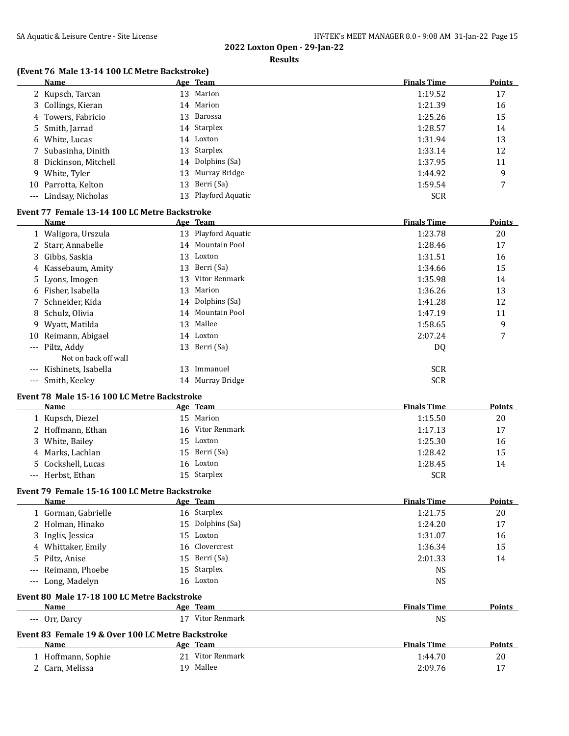## 2022 Loxton Open - 29-Jan-22

### Results

#### (Event 76 Male 13-14 100 LC Metre Backstroke)

| | Name | Age | Team | Finals Time | Points |
|---|---|---|---|---|---|
| 2 | Kupsch, Tarcan | 13 | Marion | 1:19.52 | 17 |
| 3 | Collings, Kieran | 14 | Marion | 1:21.39 | 16 |
| 4 | Towers, Fabricio | 13 | Barossa | 1:25.26 | 15 |
| 5 | Smith, Jarrad | 14 | Starplex | 1:28.57 | 14 |
| 6 | White, Lucas | 14 | Loxton | 1:31.94 | 13 |
| 7 | Subasinha, Dinith | 13 | Starplex | 1:33.14 | 12 |
| 8 | Dickinson, Mitchell | 14 | Dolphins (Sa) | 1:37.95 | 11 |
| 9 | White, Tyler | 13 | Murray Bridge | 1:44.92 | 9 |
| 10 | Parrotta, Kelton | 13 | Berri (Sa) | 1:59.54 | 7 |
| --- | Lindsay, Nicholas | 13 | Playford Aquatic | SCR | |

#### Event 77 Female 13-14 100 LC Metre Backstroke

| | Name | Age | Team | Finals Time | Points |
|---|---|---|---|---|---|
| 1 | Waligora, Urszula | 13 | Playford Aquatic | 1:23.78 | 20 |
| 2 | Starr, Annabelle | 14 | Mountain Pool | 1:28.46 | 17 |
| 3 | Gibbs, Saskia | 13 | Loxton | 1:31.51 | 16 |
| 4 | Kassebaum, Amity | 13 | Berri (Sa) | 1:34.66 | 15 |
| 5 | Lyons, Imogen | 13 | Vitor Renmark | 1:35.98 | 14 |
| 6 | Fisher, Isabella | 13 | Marion | 1:36.26 | 13 |
| 7 | Schneider, Kida | 14 | Dolphins (Sa) | 1:41.28 | 12 |
| 8 | Schulz, Olivia | 14 | Mountain Pool | 1:47.19 | 11 |
| 9 | Wyatt, Matilda | 13 | Mallee | 1:58.65 | 9 |
| 10 | Reimann, Abigael | 14 | Loxton | 2:07.24 | 7 |
| --- | Piltz, Addy | 13 | Berri (Sa) | DQ | |
| | Not on back off wall | | | | |
| --- | Kishinets, Isabella | 13 | Immanuel | SCR | |
| --- | Smith, Keeley | 14 | Murray Bridge | SCR | |

#### Event 78 Male 15-16 100 LC Metre Backstroke

| | Name | Age | Team | Finals Time | Points |
|---|---|---|---|---|---|
| 1 | Kupsch, Diezel | 15 | Marion | 1:15.50 | 20 |
| 2 | Hoffmann, Ethan | 16 | Vitor Renmark | 1:17.13 | 17 |
| 3 | White, Bailey | 15 | Loxton | 1:25.30 | 16 |
| 4 | Marks, Lachlan | 15 | Berri (Sa) | 1:28.42 | 15 |
| 5 | Cockshell, Lucas | 16 | Loxton | 1:28.45 | 14 |
| --- | Herbst, Ethan | 15 | Starplex | SCR | |

#### Event 79 Female 15-16 100 LC Metre Backstroke

| | Name | Age | Team | Finals Time | Points |
|---|---|---|---|---|---|
| 1 | Gorman, Gabrielle | 16 | Starplex | 1:21.75 | 20 |
| 2 | Holman, Hinako | 15 | Dolphins (Sa) | 1:24.20 | 17 |
| 3 | Inglis, Jessica | 15 | Loxton | 1:31.07 | 16 |
| 4 | Whittaker, Emily | 16 | Clovercrest | 1:36.34 | 15 |
| 5 | Piltz, Anise | 15 | Berri (Sa) | 2:01.33 | 14 |
| --- | Reimann, Phoebe | 15 | Starplex | NS | |
| --- | Long, Madelyn | 16 | Loxton | NS | |

#### Event 80 Male 17-18 100 LC Metre Backstroke

| | Name | Age | Team | Finals Time | Points |
|---|---|---|---|---|---|
| --- | Orr, Darcy | 17 | Vitor Renmark | NS | |

#### Event 83 Female 19 & Over 100 LC Metre Backstroke

| | Name | Age | Team | Finals Time | Points |
|---|---|---|---|---|---|
| 1 | Hoffmann, Sophie | 21 | Vitor Renmark | 1:44.70 | 20 |
| 2 | Carn, Melissa | 19 | Mallee | 2:09.76 | 17 |